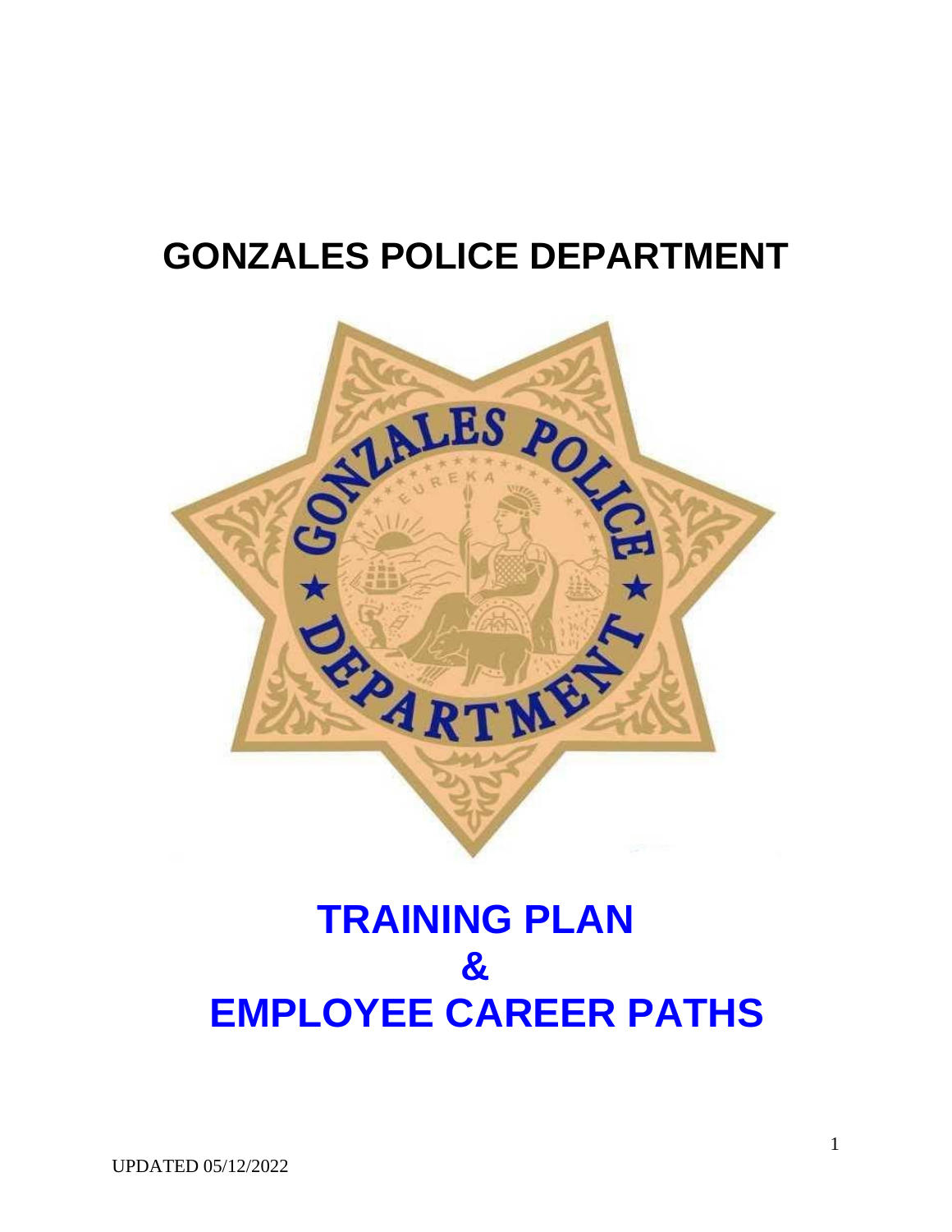# GONZALES POLICE DEPARTMENT

# TRAINING PLAN
# &
# EMPLOYEE CAREER PATHS

UPDATED 05/12/2022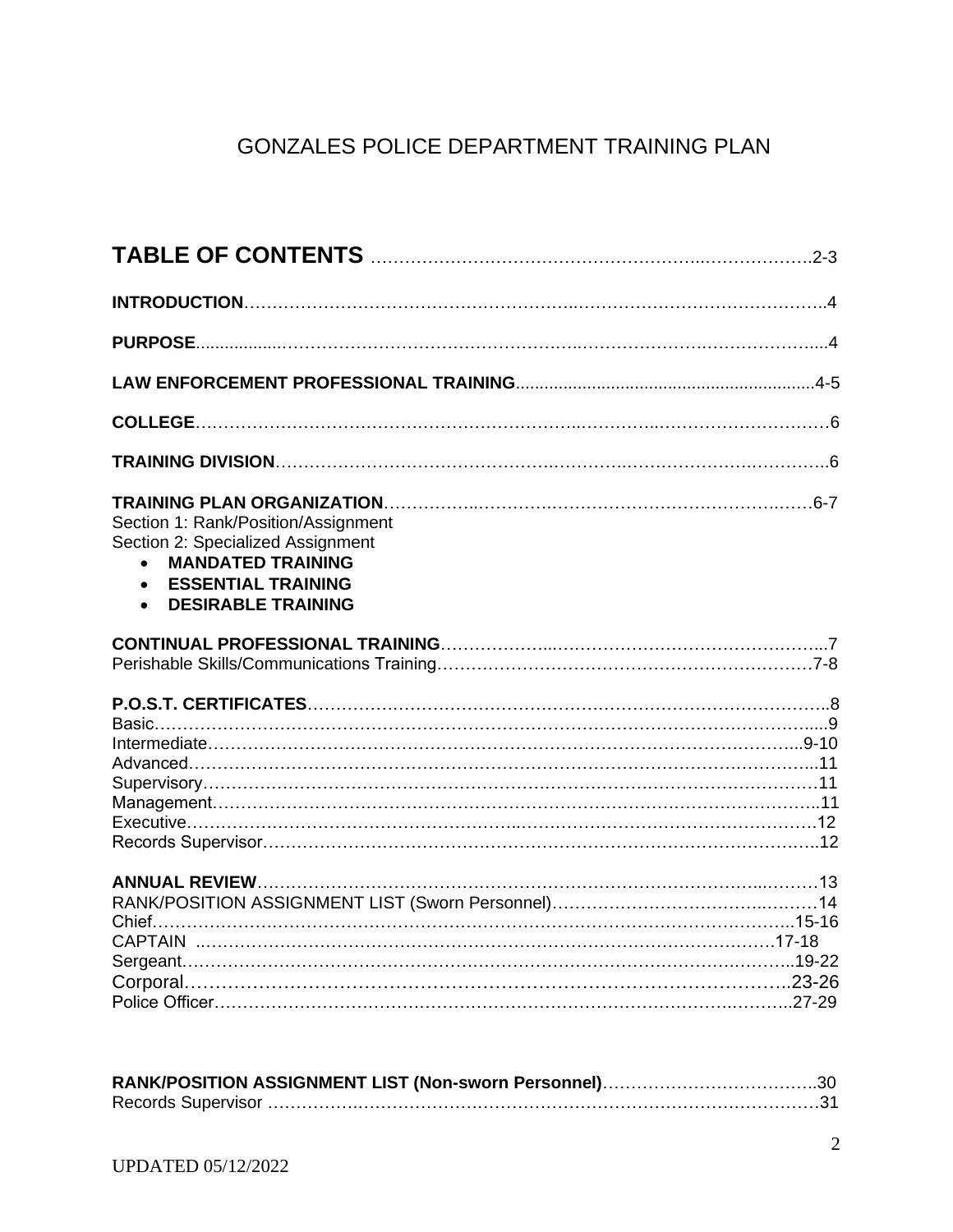# GONZALES POLICE DEPARTMENT TRAINING PLAN

## TABLE OF CONTENTS ……………………………………………………2-3

**INTRODUCTION**……………………………………………………………………4

**PURPOSE**……………………………………………………………………………4

**LAW ENFORCEMENT PROFESSIONAL TRAINING**……………………………4-5

**COLLEGE**……………………………………………………………………………6

**TRAINING DIVISION**………………………………………………………………6

**TRAINING PLAN ORGANIZATION**………………………………………………6-7
Section 1: Rank/Position/Assignment
Section 2: Specialized Assignment

- **MANDATED TRAINING**
- **ESSENTIAL TRAINING**
- **DESIRABLE TRAINING**

**CONTINUAL PROFESSIONAL TRAINING**………………………………………7
Perishable Skills/Communications Training……………………………………7-8

**P.O.S.T. CERTIFICATES**……………………………………………………………8
Basic……………………………………………………………………………………9
Intermediate…………………………………………………………………………9-10
Advanced……………………………………………………………………………11
Supervisory…………………………………………………………………………11
Management…………………………………………………………………………11
Executive………………………………………………………………………………12
Records Supervisor…………………………………………………………………12

**ANNUAL REVIEW**…………………………………………………………………13
RANK/POSITION ASSIGNMENT LIST (Sworn Personnel)…………………………14
Chief……………………………………………………………………………………15-16
CAPTAIN ……………………………………………………………………………17-18
Sergeant………………………………………………………………………………19-22
Corporal………………………………………………………………………………23-26
Police Officer…………………………………………………………………………27-29

**RANK/POSITION ASSIGNMENT LIST (Non-sworn Personnel)**……………………30
Records Supervisor …………………………………………………………………31

UPDATED 05/12/2022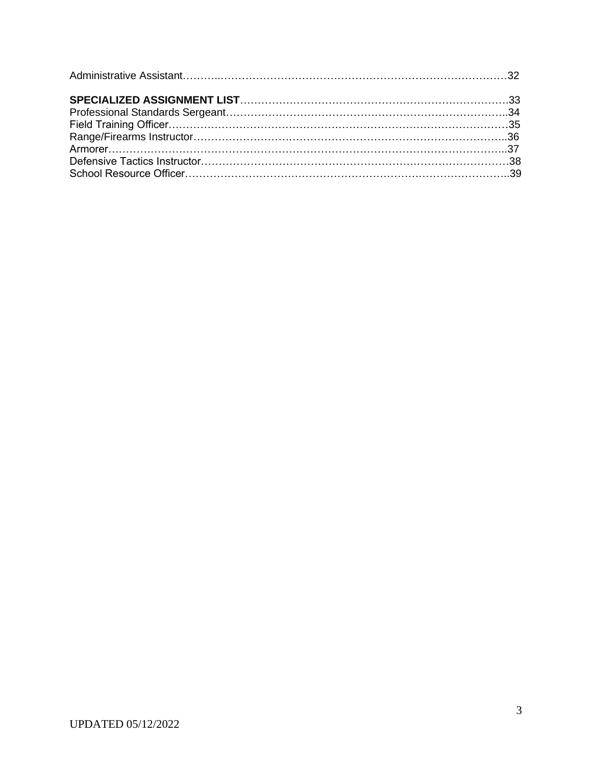Administrative Assistant……….………………………………………………………………………32

**SPECIALIZED ASSIGNMENT LIST**………………………………………………………………….33
Professional Standards Sergeant………………………………………………………………………..34
Field Training Officer……………………………………………………………………………………35
Range/Firearms Instructor………………………………………………………………………………..36
Armorer…………………………………………………………………………………………………..37
Defensive Tactics Instructor……………………………………………………………………………38
School Resource Officer…………………………………………………………………………………..39

UPDATED 05/12/2022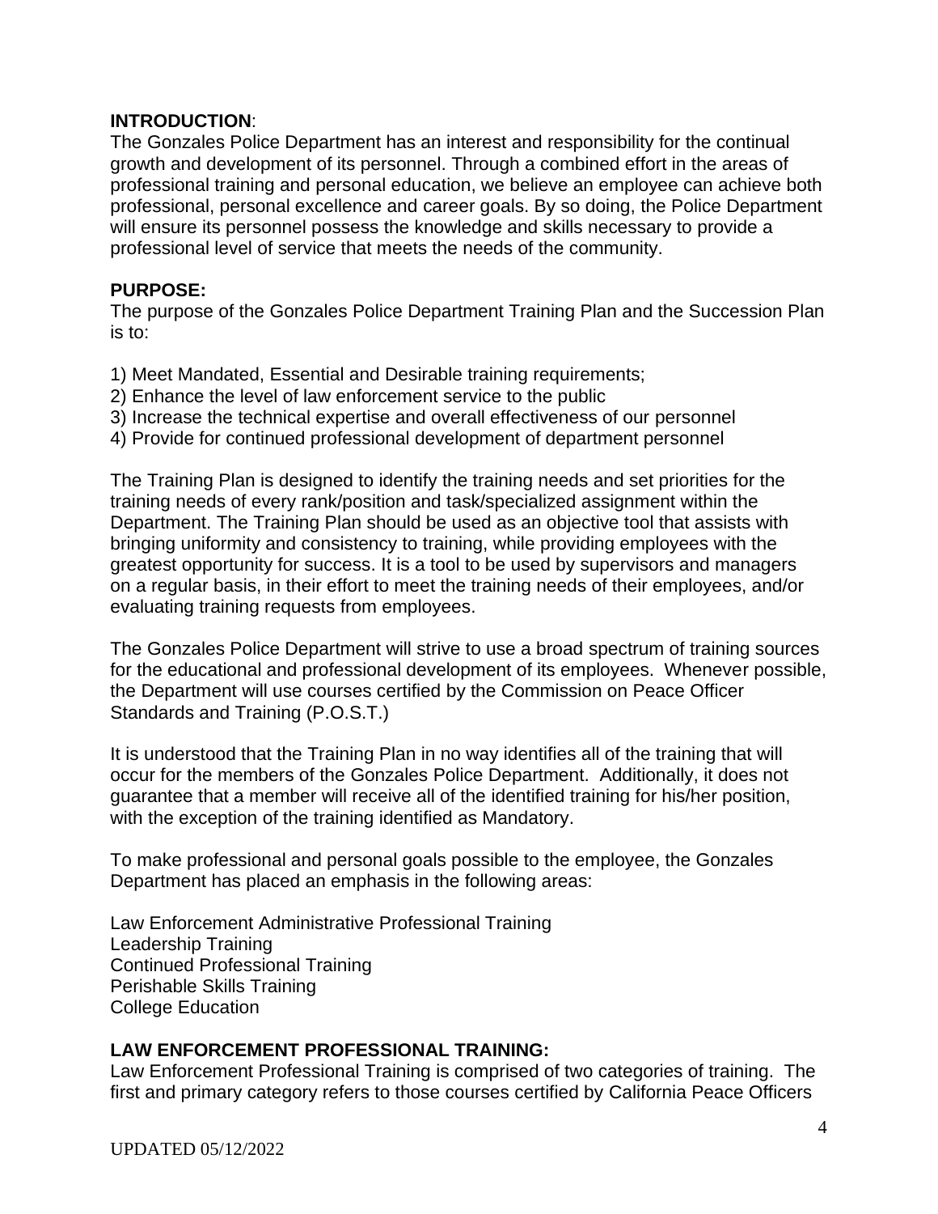**INTRODUCTION**:

The Gonzales Police Department has an interest and responsibility for the continual growth and development of its personnel. Through a combined effort in the areas of professional training and personal education, we believe an employee can achieve both professional, personal excellence and career goals. By so doing, the Police Department will ensure its personnel possess the knowledge and skills necessary to provide a professional level of service that meets the needs of the community.

**PURPOSE:**

The purpose of the Gonzales Police Department Training Plan and the Succession Plan is to:

1) Meet Mandated, Essential and Desirable training requirements;
2) Enhance the level of law enforcement service to the public
3) Increase the technical expertise and overall effectiveness of our personnel
4) Provide for continued professional development of department personnel

The Training Plan is designed to identify the training needs and set priorities for the training needs of every rank/position and task/specialized assignment within the Department. The Training Plan should be used as an objective tool that assists with bringing uniformity and consistency to training, while providing employees with the greatest opportunity for success. It is a tool to be used by supervisors and managers on a regular basis, in their effort to meet the training needs of their employees, and/or evaluating training requests from employees.

The Gonzales Police Department will strive to use a broad spectrum of training sources for the educational and professional development of its employees. Whenever possible, the Department will use courses certified by the Commission on Peace Officer Standards and Training (P.O.S.T.)

It is understood that the Training Plan in no way identifies all of the training that will occur for the members of the Gonzales Police Department. Additionally, it does not guarantee that a member will receive all of the identified training for his/her position, with the exception of the training identified as Mandatory.

To make professional and personal goals possible to the employee, the Gonzales Department has placed an emphasis in the following areas:

Law Enforcement Administrative Professional Training
Leadership Training
Continued Professional Training
Perishable Skills Training
College Education

**LAW ENFORCEMENT PROFESSIONAL TRAINING:**

Law Enforcement Professional Training is comprised of two categories of training. The first and primary category refers to those courses certified by California Peace Officers

UPDATED 05/12/2022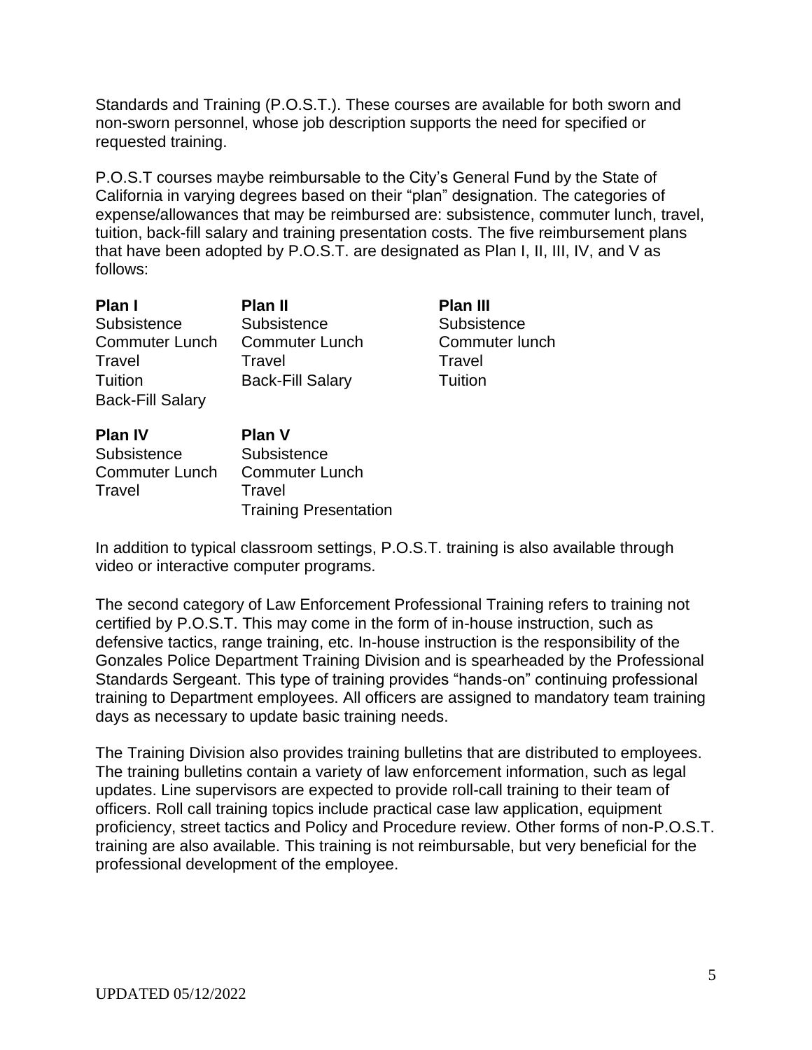Standards and Training (P.O.S.T.). These courses are available for both sworn and non-sworn personnel, whose job description supports the need for specified or requested training.

P.O.S.T courses maybe reimbursable to the City's General Fund by the State of California in varying degrees based on their "plan" designation. The categories of expense/allowances that may be reimbursed are: subsistence, commuter lunch, travel, tuition, back-fill salary and training presentation costs. The five reimbursement plans that have been adopted by P.O.S.T. are designated as Plan I, II, III, IV, and V as follows:

| **Plan I** | **Plan II** | **Plan III** |
|---|---|---|
| Subsistence | Subsistence | Subsistence |
| Commuter Lunch | Commuter Lunch | Commuter lunch |
| Travel | Travel | Travel |
| Tuition | Back-Fill Salary | Tuition |
| Back-Fill Salary | | |

| **Plan IV** | **Plan V** |
|---|---|
| Subsistence | Subsistence |
| Commuter Lunch | Commuter Lunch |
| Travel | Travel |
| | Training Presentation |

In addition to typical classroom settings, P.O.S.T. training is also available through video or interactive computer programs.

The second category of Law Enforcement Professional Training refers to training not certified by P.O.S.T. This may come in the form of in-house instruction, such as defensive tactics, range training, etc. In-house instruction is the responsibility of the Gonzales Police Department Training Division and is spearheaded by the Professional Standards Sergeant. This type of training provides "hands-on" continuing professional training to Department employees. All officers are assigned to mandatory team training days as necessary to update basic training needs.

The Training Division also provides training bulletins that are distributed to employees. The training bulletins contain a variety of law enforcement information, such as legal updates. Line supervisors are expected to provide roll-call training to their team of officers. Roll call training topics include practical case law application, equipment proficiency, street tactics and Policy and Procedure review. Other forms of non-P.O.S.T. training are also available. This training is not reimbursable, but very beneficial for the professional development of the employee.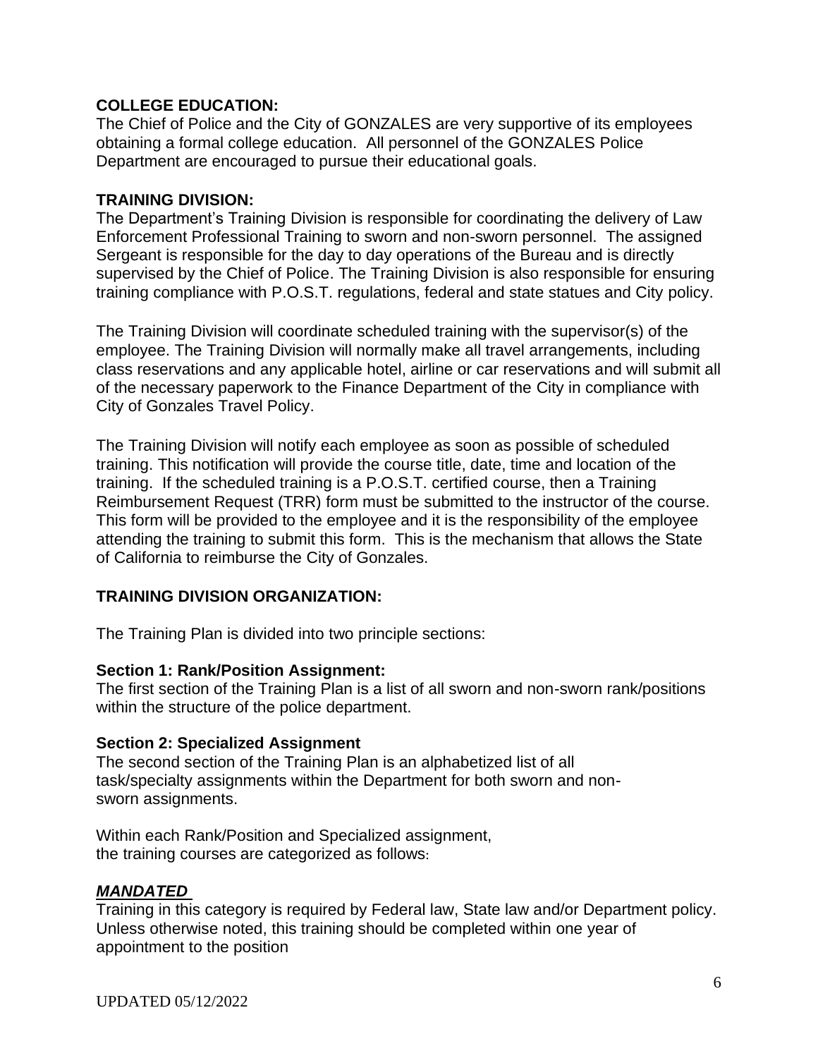**COLLEGE EDUCATION:**
The Chief of Police and the City of GONZALES are very supportive of its employees obtaining a formal college education. All personnel of the GONZALES Police Department are encouraged to pursue their educational goals.

**TRAINING DIVISION:**
The Department's Training Division is responsible for coordinating the delivery of Law Enforcement Professional Training to sworn and non-sworn personnel. The assigned Sergeant is responsible for the day to day operations of the Bureau and is directly supervised by the Chief of Police. The Training Division is also responsible for ensuring training compliance with P.O.S.T. regulations, federal and state statues and City policy.

The Training Division will coordinate scheduled training with the supervisor(s) of the employee. The Training Division will normally make all travel arrangements, including class reservations and any applicable hotel, airline or car reservations and will submit all of the necessary paperwork to the Finance Department of the City in compliance with City of Gonzales Travel Policy.

The Training Division will notify each employee as soon as possible of scheduled training. This notification will provide the course title, date, time and location of the training. If the scheduled training is a P.O.S.T. certified course, then a Training Reimbursement Request (TRR) form must be submitted to the instructor of the course. This form will be provided to the employee and it is the responsibility of the employee attending the training to submit this form. This is the mechanism that allows the State of California to reimburse the City of Gonzales.

**TRAINING DIVISION ORGANIZATION:**

The Training Plan is divided into two principle sections:

**Section 1: Rank/Position Assignment:**
The first section of the Training Plan is a list of all sworn and non-sworn rank/positions within the structure of the police department.

**Section 2: Specialized Assignment**
The second section of the Training Plan is an alphabetized list of all task/specialty assignments within the Department for both sworn and non-sworn assignments.

Within each Rank/Position and Specialized assignment, the training courses are categorized as follows:

***MANDATED***
Training in this category is required by Federal law, State law and/or Department policy. Unless otherwise noted, this training should be completed within one year of appointment to the position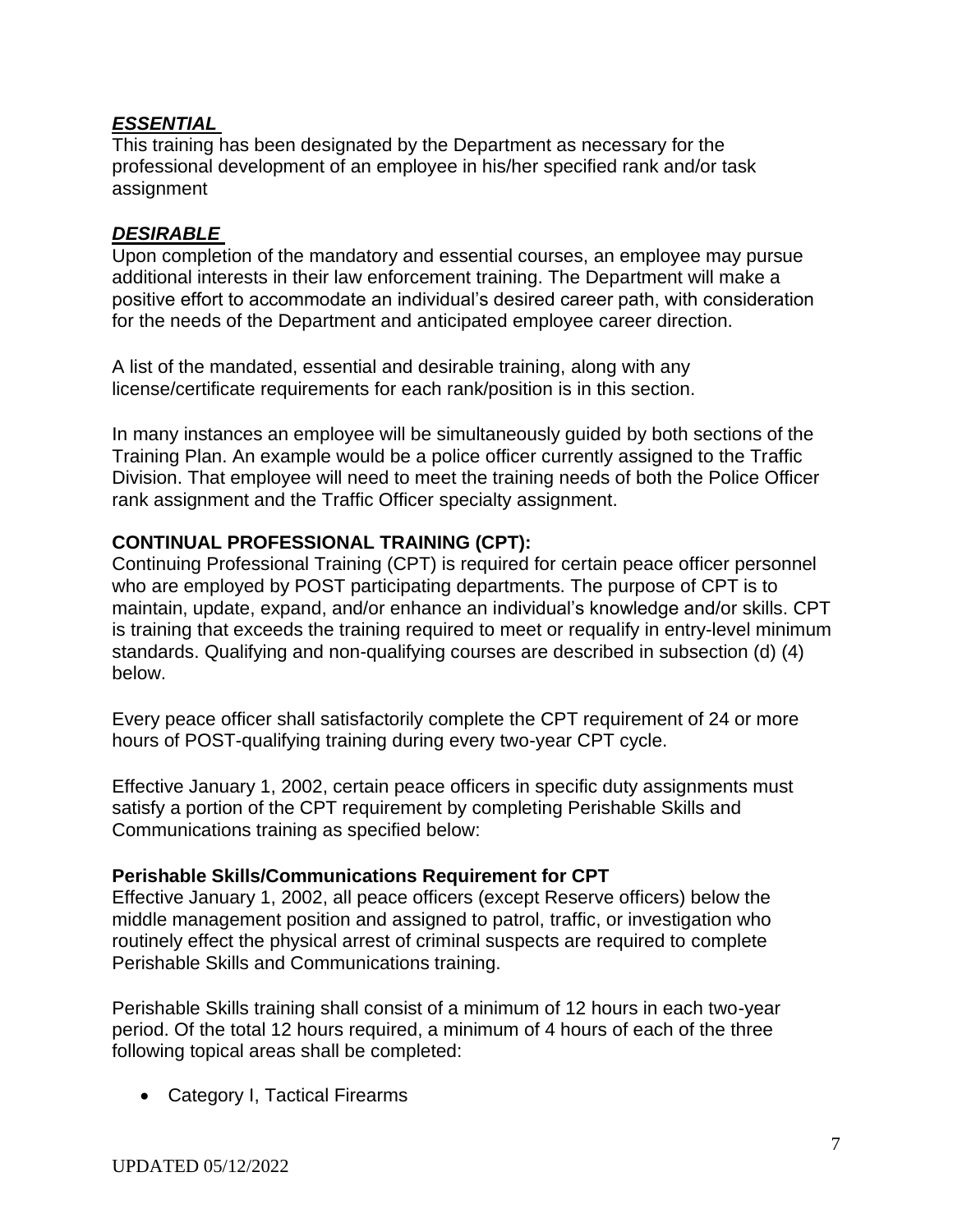### ***ESSENTIAL***

This training has been designated by the Department as necessary for the professional development of an employee in his/her specified rank and/or task assignment

### ***DESIRABLE***

Upon completion of the mandatory and essential courses, an employee may pursue additional interests in their law enforcement training. The Department will make a positive effort to accommodate an individual's desired career path, with consideration for the needs of the Department and anticipated employee career direction.

A list of the mandated, essential and desirable training, along with any license/certificate requirements for each rank/position is in this section.

In many instances an employee will be simultaneously guided by both sections of the Training Plan. An example would be a police officer currently assigned to the Traffic Division. That employee will need to meet the training needs of both the Police Officer rank assignment and the Traffic Officer specialty assignment.

## **CONTINUAL PROFESSIONAL TRAINING (CPT):**

Continuing Professional Training (CPT) is required for certain peace officer personnel who are employed by POST participating departments. The purpose of CPT is to maintain, update, expand, and/or enhance an individual's knowledge and/or skills. CPT is training that exceeds the training required to meet or requalify in entry-level minimum standards. Qualifying and non-qualifying courses are described in subsection (d) (4) below.

Every peace officer shall satisfactorily complete the CPT requirement of 24 or more hours of POST-qualifying training during every two-year CPT cycle.

Effective January 1, 2002, certain peace officers in specific duty assignments must satisfy a portion of the CPT requirement by completing Perishable Skills and Communications training as specified below:

### **Perishable Skills/Communications Requirement for CPT**

Effective January 1, 2002, all peace officers (except Reserve officers) below the middle management position and assigned to patrol, traffic, or investigation who routinely effect the physical arrest of criminal suspects are required to complete Perishable Skills and Communications training.

Perishable Skills training shall consist of a minimum of 12 hours in each two-year period. Of the total 12 hours required, a minimum of 4 hours of each of the three following topical areas shall be completed:

- Category I, Tactical Firearms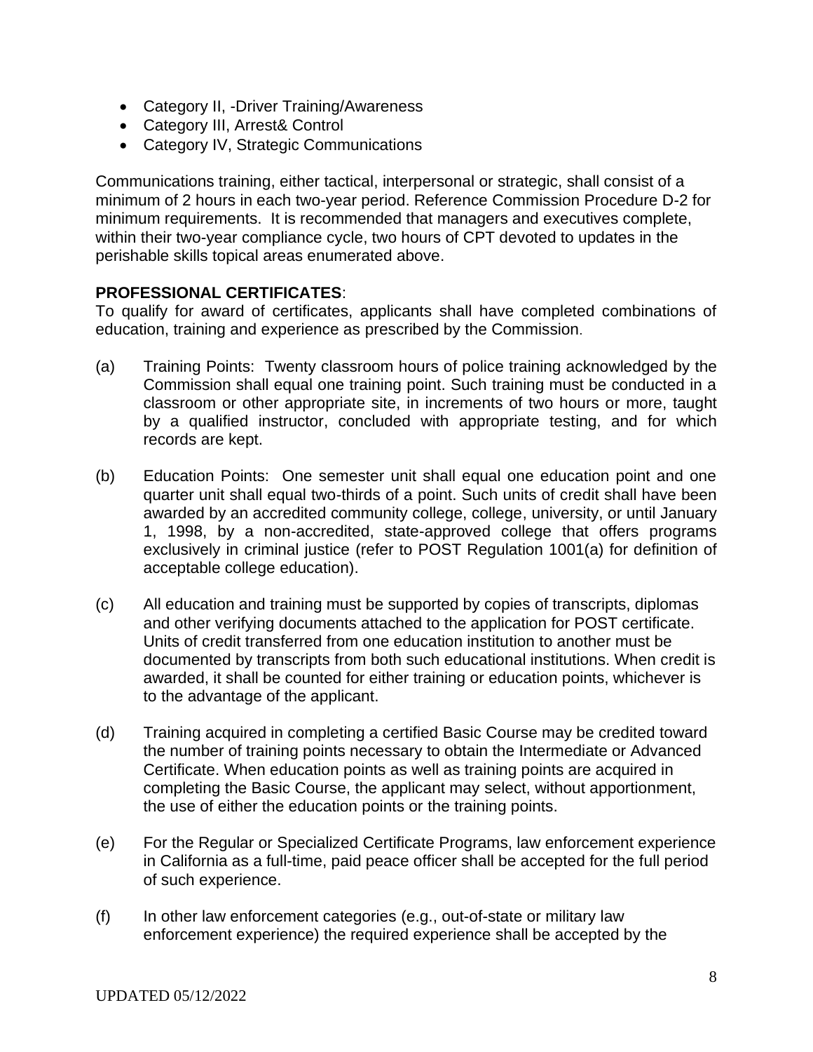- Category II, -Driver Training/Awareness
- Category III, Arrest& Control
- Category IV, Strategic Communications

Communications training, either tactical, interpersonal or strategic, shall consist of a minimum of 2 hours in each two-year period. Reference Commission Procedure D-2 for minimum requirements. It is recommended that managers and executives complete, within their two-year compliance cycle, two hours of CPT devoted to updates in the perishable skills topical areas enumerated above.

**PROFESSIONAL CERTIFICATES**:

To qualify for award of certificates, applicants shall have completed combinations of education, training and experience as prescribed by the Commission.

(a) Training Points: Twenty classroom hours of police training acknowledged by the Commission shall equal one training point. Such training must be conducted in a classroom or other appropriate site, in increments of two hours or more, taught by a qualified instructor, concluded with appropriate testing, and for which records are kept.

(b) Education Points: One semester unit shall equal one education point and one quarter unit shall equal two-thirds of a point. Such units of credit shall have been awarded by an accredited community college, college, university, or until January 1, 1998, by a non-accredited, state-approved college that offers programs exclusively in criminal justice (refer to POST Regulation 1001(a) for definition of acceptable college education).

(c) All education and training must be supported by copies of transcripts, diplomas and other verifying documents attached to the application for POST certificate. Units of credit transferred from one education institution to another must be documented by transcripts from both such educational institutions. When credit is awarded, it shall be counted for either training or education points, whichever is to the advantage of the applicant.

(d) Training acquired in completing a certified Basic Course may be credited toward the number of training points necessary to obtain the Intermediate or Advanced Certificate. When education points as well as training points are acquired in completing the Basic Course, the applicant may select, without apportionment, the use of either the education points or the training points.

(e) For the Regular or Specialized Certificate Programs, law enforcement experience in California as a full-time, paid peace officer shall be accepted for the full period of such experience.

(f) In other law enforcement categories (e.g., out-of-state or military law enforcement experience) the required experience shall be accepted by the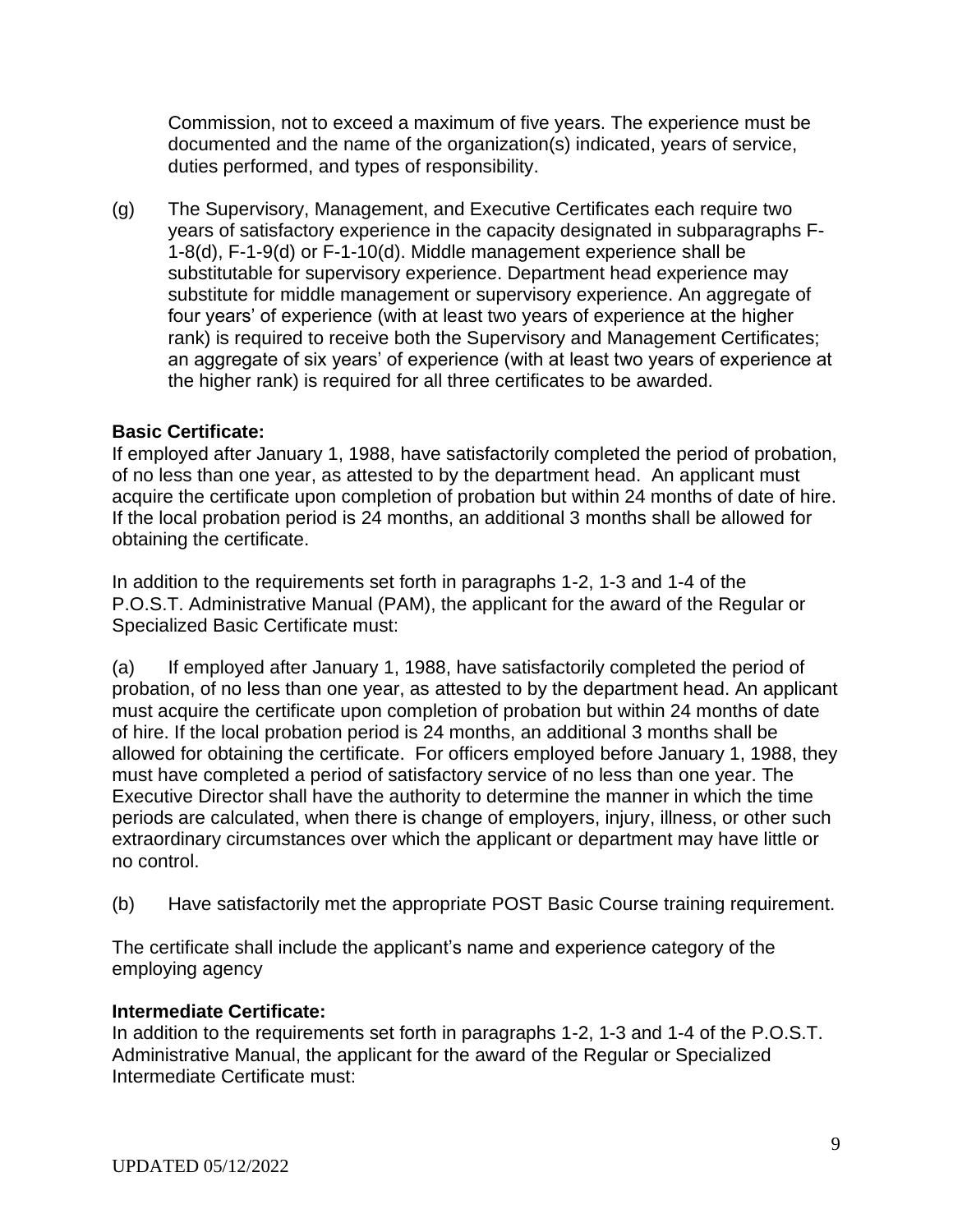Commission, not to exceed a maximum of five years. The experience must be documented and the name of the organization(s) indicated, years of service, duties performed, and types of responsibility.

(g) The Supervisory, Management, and Executive Certificates each require two years of satisfactory experience in the capacity designated in subparagraphs F-1-8(d), F-1-9(d) or F-1-10(d). Middle management experience shall be substitutable for supervisory experience. Department head experience may substitute for middle management or supervisory experience. An aggregate of four years' of experience (with at least two years of experience at the higher rank) is required to receive both the Supervisory and Management Certificates; an aggregate of six years' of experience (with at least two years of experience at the higher rank) is required for all three certificates to be awarded.

**Basic Certificate:**
If employed after January 1, 1988, have satisfactorily completed the period of probation, of no less than one year, as attested to by the department head. An applicant must acquire the certificate upon completion of probation but within 24 months of date of hire. If the local probation period is 24 months, an additional 3 months shall be allowed for obtaining the certificate.

In addition to the requirements set forth in paragraphs 1-2, 1-3 and 1-4 of the P.O.S.T. Administrative Manual (PAM), the applicant for the award of the Regular or Specialized Basic Certificate must:

(a) If employed after January 1, 1988, have satisfactorily completed the period of probation, of no less than one year, as attested to by the department head. An applicant must acquire the certificate upon completion of probation but within 24 months of date of hire. If the local probation period is 24 months, an additional 3 months shall be allowed for obtaining the certificate. For officers employed before January 1, 1988, they must have completed a period of satisfactory service of no less than one year. The Executive Director shall have the authority to determine the manner in which the time periods are calculated, when there is change of employers, injury, illness, or other such extraordinary circumstances over which the applicant or department may have little or no control.

(b) Have satisfactorily met the appropriate POST Basic Course training requirement.

The certificate shall include the applicant's name and experience category of the employing agency

**Intermediate Certificate:**
In addition to the requirements set forth in paragraphs 1-2, 1-3 and 1-4 of the P.O.S.T. Administrative Manual, the applicant for the award of the Regular or Specialized Intermediate Certificate must: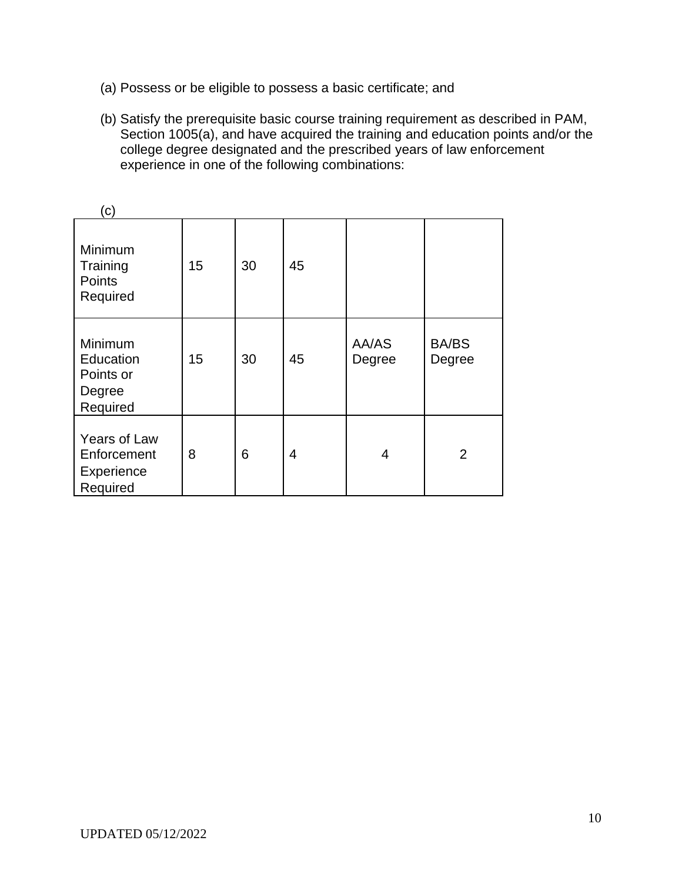(a) Possess or be eligible to possess a basic certificate; and

(b) Satisfy the prerequisite basic course training requirement as described in PAM, Section 1005(a), and have acquired the training and education points and/or the college degree designated and the prescribed years of law enforcement experience in one of the following combinations:

(c)

| Minimum Training Points Required | 15 | 30 | 45 | | |
|---|---|---|---|---|---|
| Minimum Education Points or Degree Required | 15 | 30 | 45 | AA/AS Degree | BA/BS Degree |
| Years of Law Enforcement Experience Required | 8 | 6 | 4 | 4 | 2 |

UPDATED 05/12/2022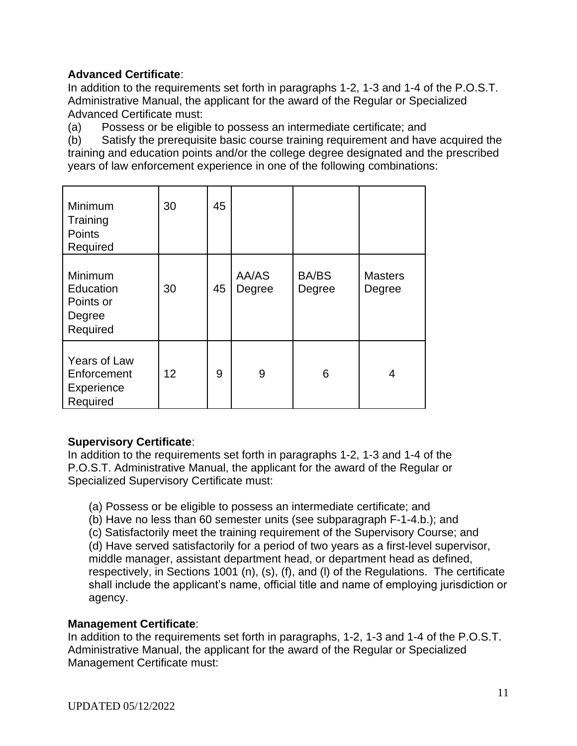**Advanced Certificate**:
In addition to the requirements set forth in paragraphs 1-2, 1-3 and 1-4 of the P.O.S.T. Administrative Manual, the applicant for the award of the Regular or Specialized Advanced Certificate must:

(a) Possess or be eligible to possess an intermediate certificate; and

(b) Satisfy the prerequisite basic course training requirement and have acquired the training and education points and/or the college degree designated and the prescribed years of law enforcement experience in one of the following combinations:

| Minimum Training Points Required | 30 | 45 | | | |
|---|---|---|---|---|---|
| Minimum Education Points or Degree Required | 30 | 45 | AA/AS Degree | BA/BS Degree | Masters Degree |
| Years of Law Enforcement Experience Required | 12 | 9 | 9 | 6 | 4 |

**Supervisory Certificate**:
In addition to the requirements set forth in paragraphs 1-2, 1-3 and 1-4 of the P.O.S.T. Administrative Manual, the applicant for the award of the Regular or Specialized Supervisory Certificate must:

(a) Possess or be eligible to possess an intermediate certificate; and
(b) Have no less than 60 semester units (see subparagraph F-1-4.b.); and
(c) Satisfactorily meet the training requirement of the Supervisory Course; and
(d) Have served satisfactorily for a period of two years as a first-level supervisor, middle manager, assistant department head, or department head as defined, respectively, in Sections 1001 (n), (s), (f), and (l) of the Regulations. The certificate shall include the applicant's name, official title and name of employing jurisdiction or agency.

**Management Certificate**:
In addition to the requirements set forth in paragraphs, 1-2, 1-3 and 1-4 of the P.O.S.T. Administrative Manual, the applicant for the award of the Regular or Specialized Management Certificate must: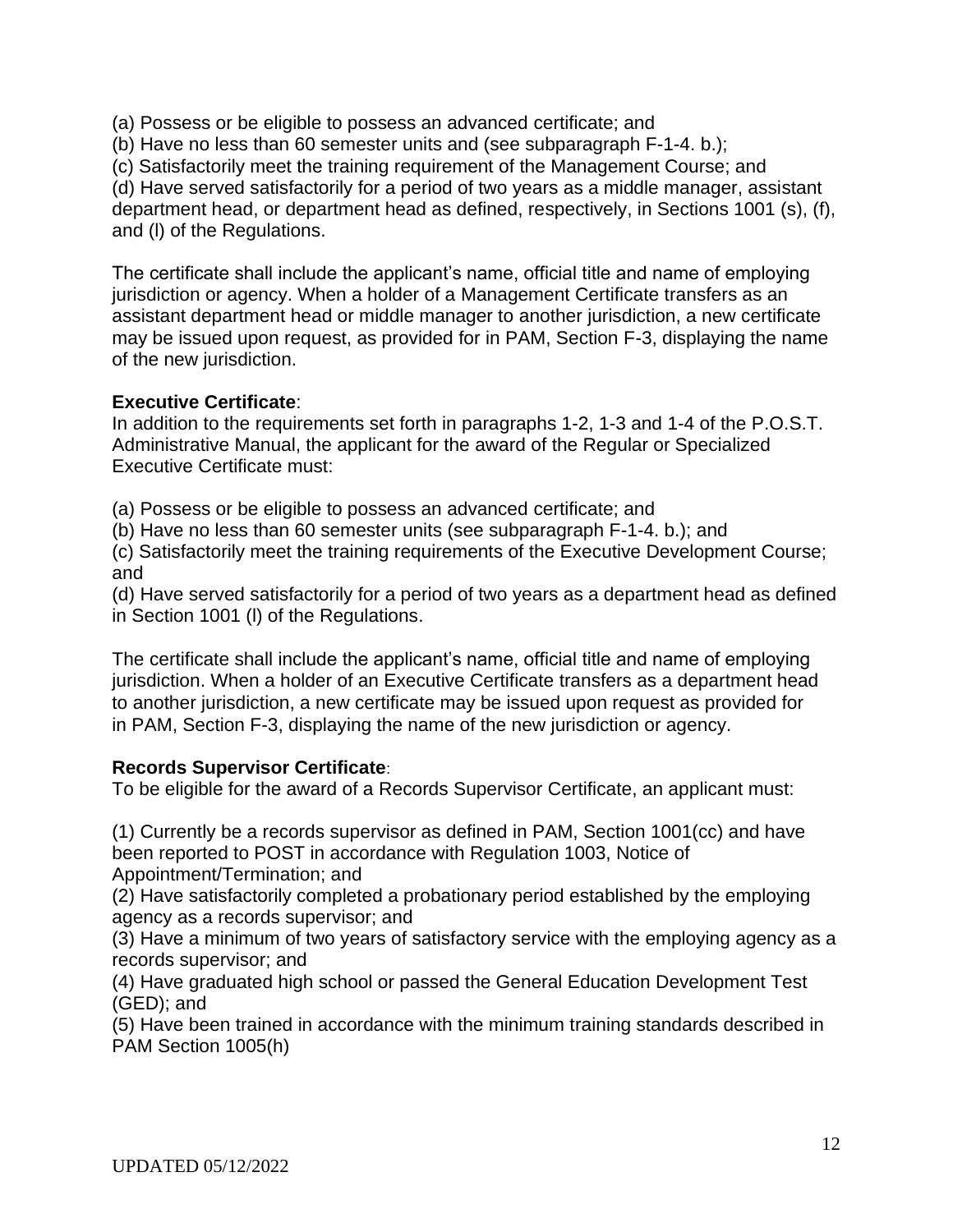(a) Possess or be eligible to possess an advanced certificate; and
(b) Have no less than 60 semester units and (see subparagraph F-1-4. b.);
(c) Satisfactorily meet the training requirement of the Management Course; and
(d) Have served satisfactorily for a period of two years as a middle manager, assistant department head, or department head as defined, respectively, in Sections 1001 (s), (f), and (l) of the Regulations.

The certificate shall include the applicant's name, official title and name of employing jurisdiction or agency. When a holder of a Management Certificate transfers as an assistant department head or middle manager to another jurisdiction, a new certificate may be issued upon request, as provided for in PAM, Section F-3, displaying the name of the new jurisdiction.

**Executive Certificate**:
In addition to the requirements set forth in paragraphs 1-2, 1-3 and 1-4 of the P.O.S.T. Administrative Manual, the applicant for the award of the Regular or Specialized Executive Certificate must:

(a) Possess or be eligible to possess an advanced certificate; and
(b) Have no less than 60 semester units (see subparagraph F-1-4. b.); and
(c) Satisfactorily meet the training requirements of the Executive Development Course; and
(d) Have served satisfactorily for a period of two years as a department head as defined in Section 1001 (l) of the Regulations.

The certificate shall include the applicant's name, official title and name of employing jurisdiction. When a holder of an Executive Certificate transfers as a department head to another jurisdiction, a new certificate may be issued upon request as provided for in PAM, Section F-3, displaying the name of the new jurisdiction or agency.

**Records Supervisor Certificate**:
To be eligible for the award of a Records Supervisor Certificate, an applicant must:

(1) Currently be a records supervisor as defined in PAM, Section 1001(cc) and have been reported to POST in accordance with Regulation 1003, Notice of Appointment/Termination; and
(2) Have satisfactorily completed a probationary period established by the employing agency as a records supervisor; and
(3) Have a minimum of two years of satisfactory service with the employing agency as a records supervisor; and
(4) Have graduated high school or passed the General Education Development Test (GED); and
(5) Have been trained in accordance with the minimum training standards described in PAM Section 1005(h)

UPDATED 05/12/2022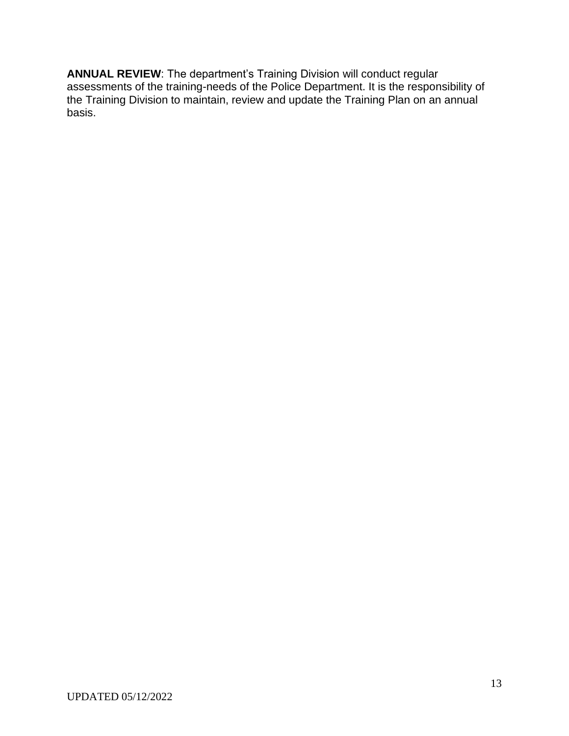**ANNUAL REVIEW**: The department's Training Division will conduct regular assessments of the training-needs of the Police Department. It is the responsibility of the Training Division to maintain, review and update the Training Plan on an annual basis.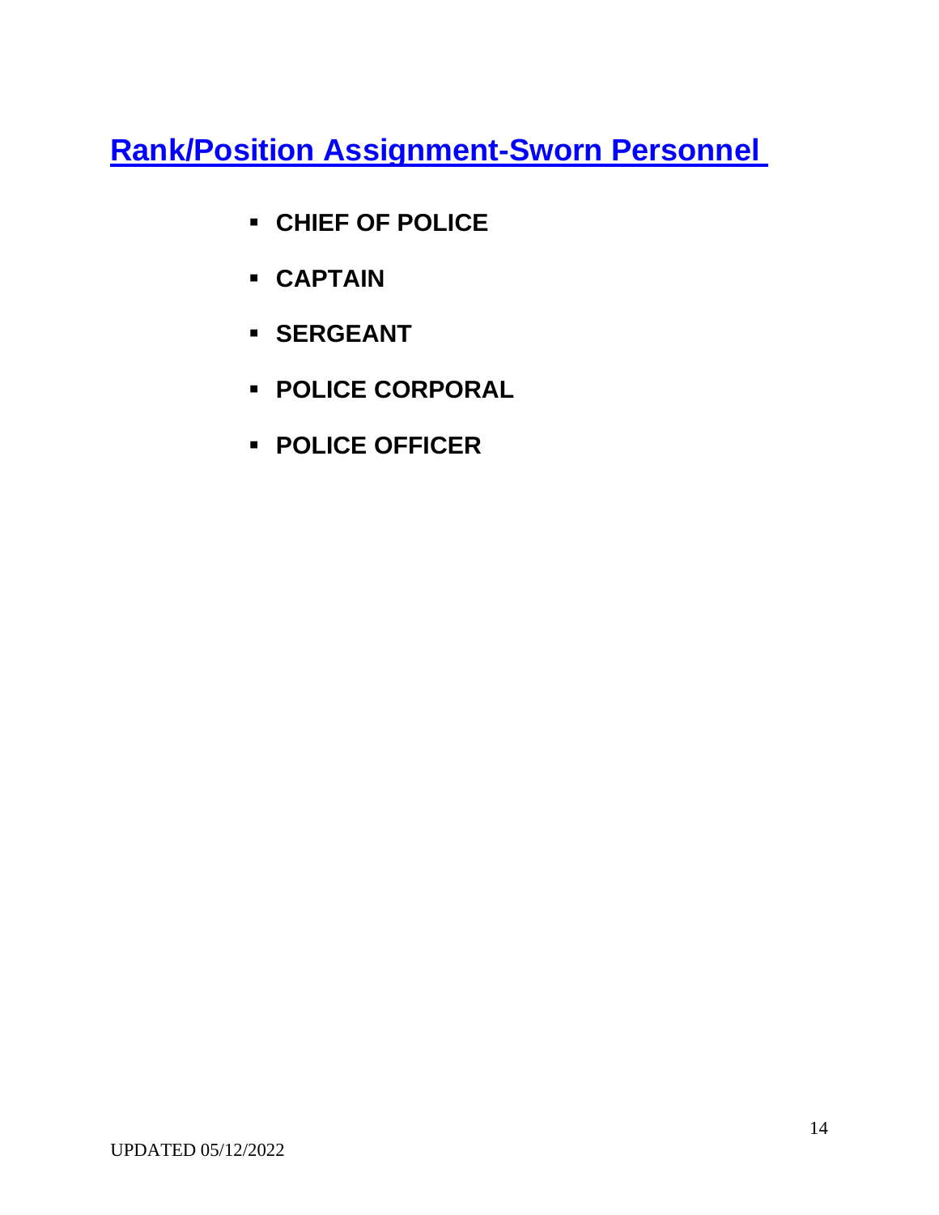## Rank/Position Assignment-Sworn Personnel

- **CHIEF OF POLICE**
- **CAPTAIN**
- **SERGEANT**
- **POLICE CORPORAL**
- **POLICE OFFICER**

UPDATED 05/12/2022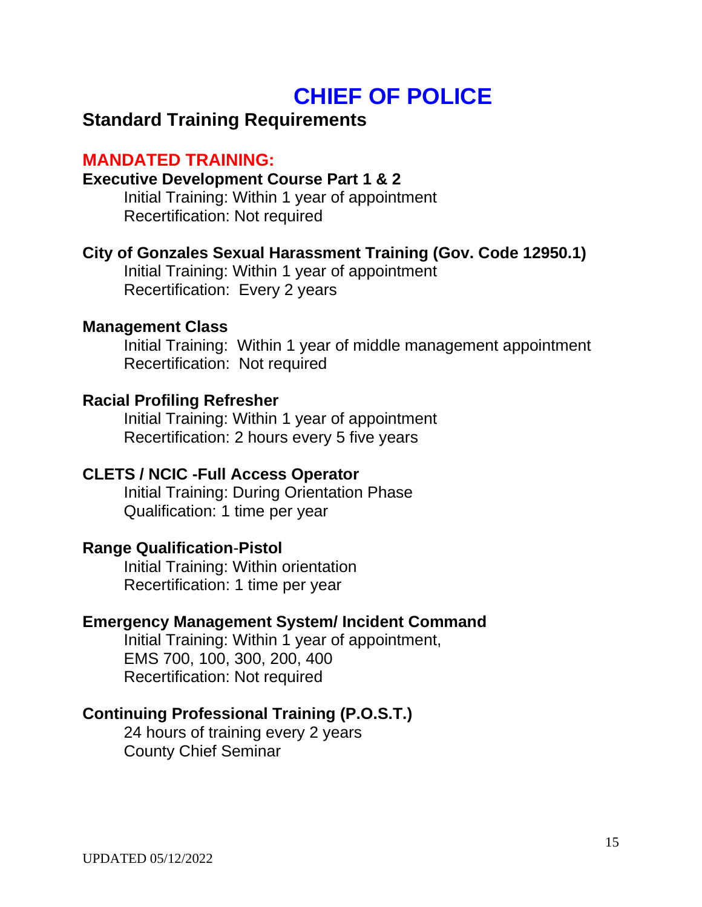# CHIEF OF POLICE

## Standard Training Requirements

### MANDATED TRAINING:

**Executive Development Course Part 1 & 2**
Initial Training: Within 1 year of appointment
Recertification: Not required

**City of Gonzales Sexual Harassment Training (Gov. Code 12950.1)**
Initial Training: Within 1 year of appointment
Recertification: Every 2 years

**Management Class**
Initial Training: Within 1 year of middle management appointment
Recertification: Not required

**Racial Profiling Refresher**
Initial Training: Within 1 year of appointment
Recertification: 2 hours every 5 five years

**CLETS / NCIC -Full Access Operator**
Initial Training: During Orientation Phase
Qualification: 1 time per year

**Range Qualification-Pistol**
Initial Training: Within orientation
Recertification: 1 time per year

**Emergency Management System/ Incident Command**
Initial Training: Within 1 year of appointment,
EMS 700, 100, 300, 200, 400
Recertification: Not required

**Continuing Professional Training (P.O.S.T.)**
24 hours of training every 2 years
County Chief Seminar

UPDATED 05/12/2022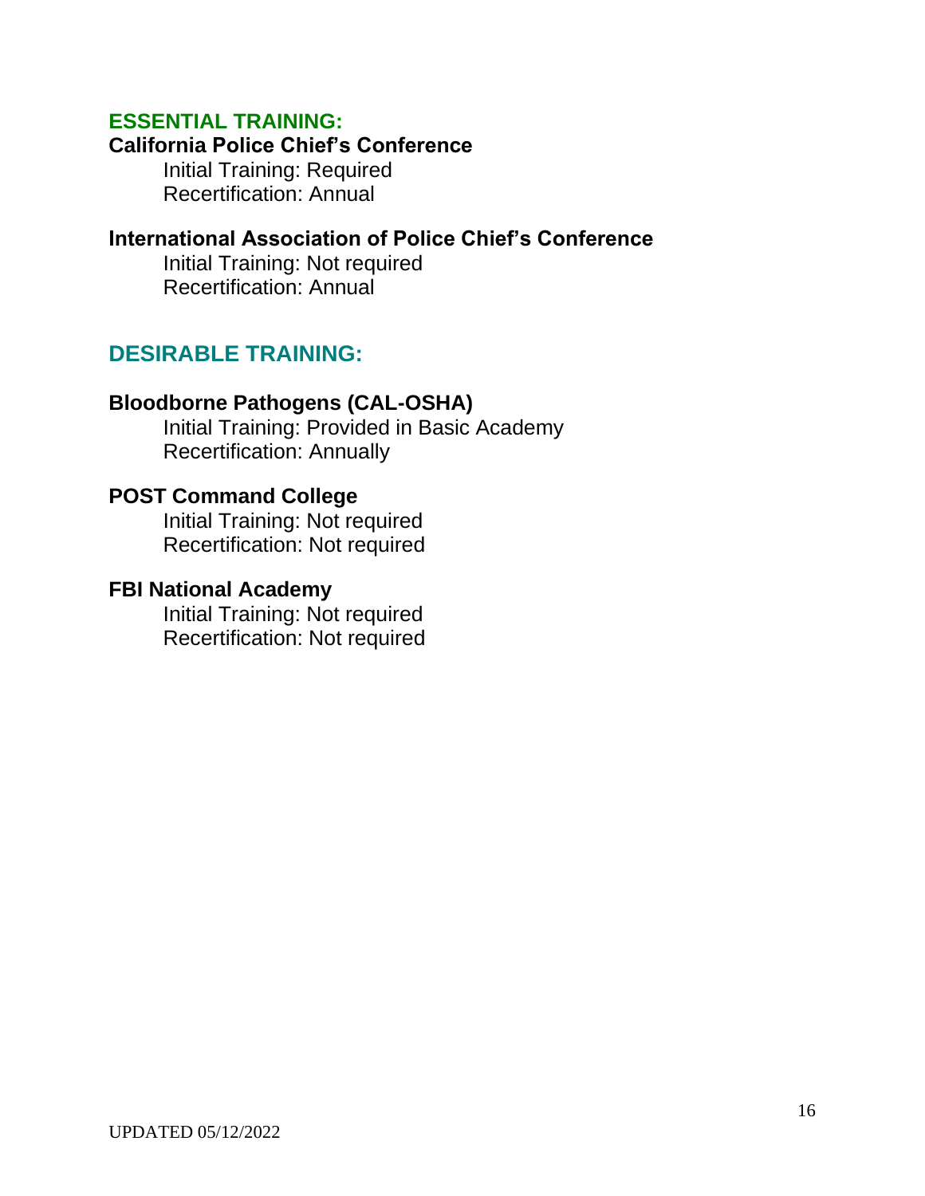## ESSENTIAL TRAINING:

### California Police Chief's Conference

Initial Training: Required
Recertification: Annual

### International Association of Police Chief's Conference

Initial Training: Not required
Recertification: Annual

## DESIRABLE TRAINING:

### Bloodborne Pathogens (CAL-OSHA)

Initial Training: Provided in Basic Academy
Recertification: Annually

### POST Command College

Initial Training: Not required
Recertification: Not required

### FBI National Academy

Initial Training: Not required
Recertification: Not required

UPDATED 05/12/2022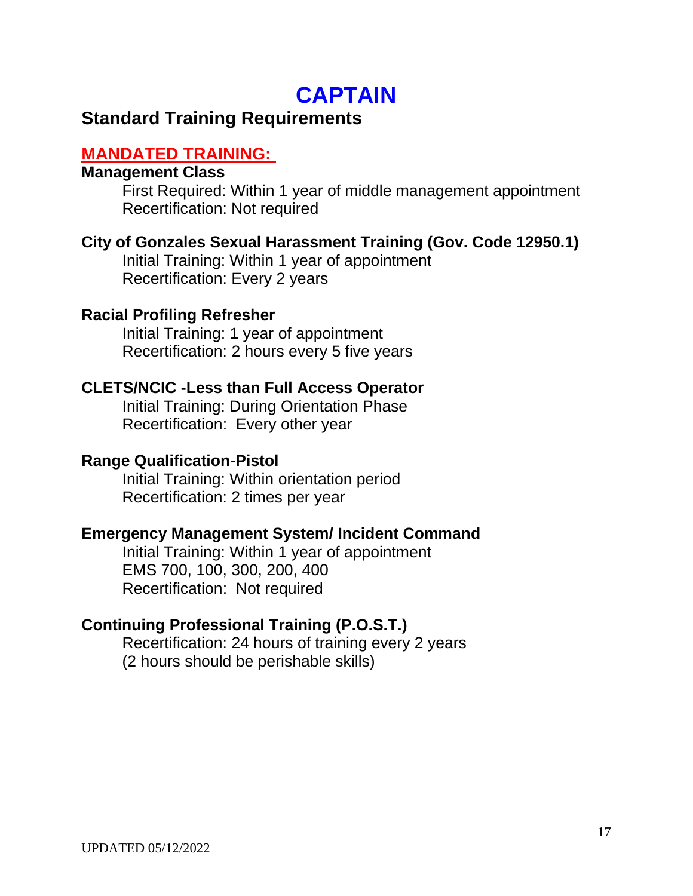# CAPTAIN

## Standard Training Requirements

### MANDATED TRAINING:

**Management Class**

First Required: Within 1 year of middle management appointment
Recertification: Not required

**City of Gonzales Sexual Harassment Training (Gov. Code 12950.1)**

Initial Training: Within 1 year of appointment
Recertification: Every 2 years

**Racial Profiling Refresher**

Initial Training: 1 year of appointment
Recertification: 2 hours every 5 five years

**CLETS/NCIC -Less than Full Access Operator**

Initial Training: During Orientation Phase
Recertification: Every other year

**Range Qualification-Pistol**

Initial Training: Within orientation period
Recertification: 2 times per year

**Emergency Management System/ Incident Command**

Initial Training: Within 1 year of appointment
EMS 700, 100, 300, 200, 400
Recertification: Not required

**Continuing Professional Training (P.O.S.T.)**

Recertification: 24 hours of training every 2 years
(2 hours should be perishable skills)

UPDATED 05/12/2022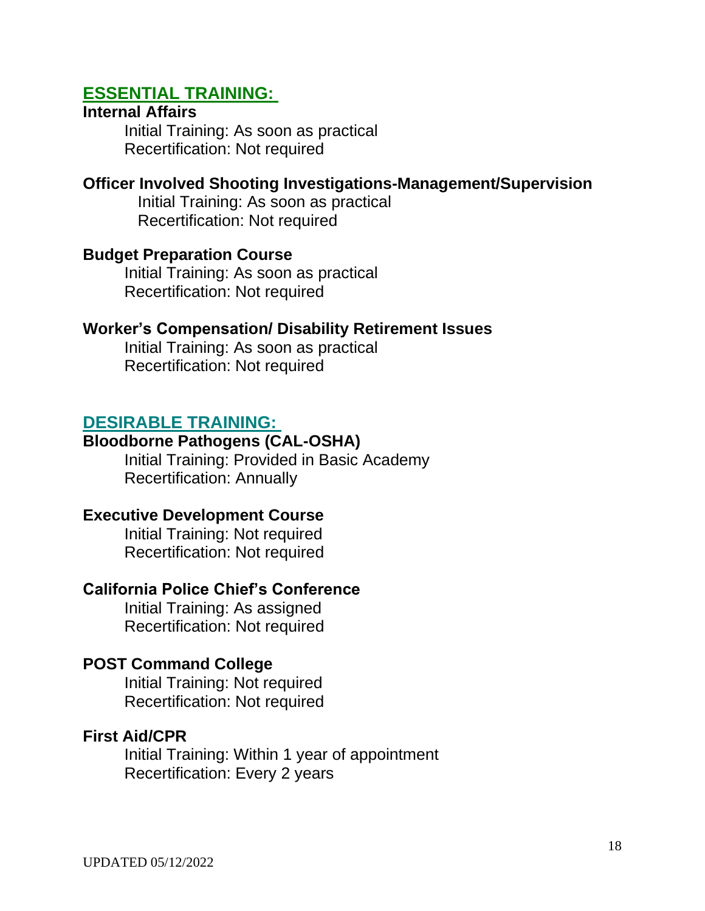## ESSENTIAL TRAINING:

**Internal Affairs**

Initial Training: As soon as practical
Recertification: Not required

**Officer Involved Shooting Investigations-Management/Supervision**

Initial Training: As soon as practical
Recertification: Not required

**Budget Preparation Course**

Initial Training: As soon as practical
Recertification: Not required

**Worker's Compensation/ Disability Retirement Issues**

Initial Training: As soon as practical
Recertification: Not required

## DESIRABLE TRAINING:

**Bloodborne Pathogens (CAL-OSHA)**

Initial Training: Provided in Basic Academy
Recertification: Annually

**Executive Development Course**

Initial Training: Not required
Recertification: Not required

**California Police Chief's Conference**

Initial Training: As assigned
Recertification: Not required

**POST Command College**

Initial Training: Not required
Recertification: Not required

**First Aid/CPR**

Initial Training: Within 1 year of appointment
Recertification: Every 2 years

UPDATED 05/12/2022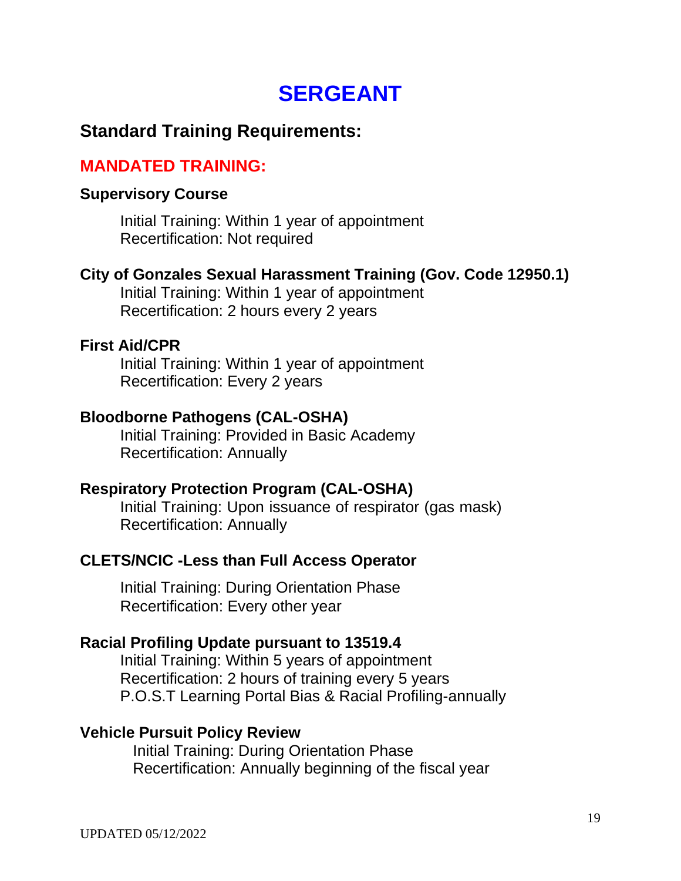# SERGEANT

## Standard Training Requirements:

### MANDATED TRAINING:

**Supervisory Course**

Initial Training: Within 1 year of appointment
Recertification: Not required

**City of Gonzales Sexual Harassment Training (Gov. Code 12950.1)**

Initial Training: Within 1 year of appointment
Recertification: 2 hours every 2 years

**First Aid/CPR**

Initial Training: Within 1 year of appointment
Recertification: Every 2 years

**Bloodborne Pathogens (CAL-OSHA)**

Initial Training: Provided in Basic Academy
Recertification: Annually

**Respiratory Protection Program (CAL-OSHA)**

Initial Training: Upon issuance of respirator (gas mask)
Recertification: Annually

**CLETS/NCIC -Less than Full Access Operator**

Initial Training: During Orientation Phase
Recertification: Every other year

**Racial Profiling Update pursuant to 13519.4**

Initial Training: Within 5 years of appointment
Recertification: 2 hours of training every 5 years
P.O.S.T Learning Portal Bias & Racial Profiling-annually

**Vehicle Pursuit Policy Review**

Initial Training: During Orientation Phase
Recertification: Annually beginning of the fiscal year

UPDATED 05/12/2022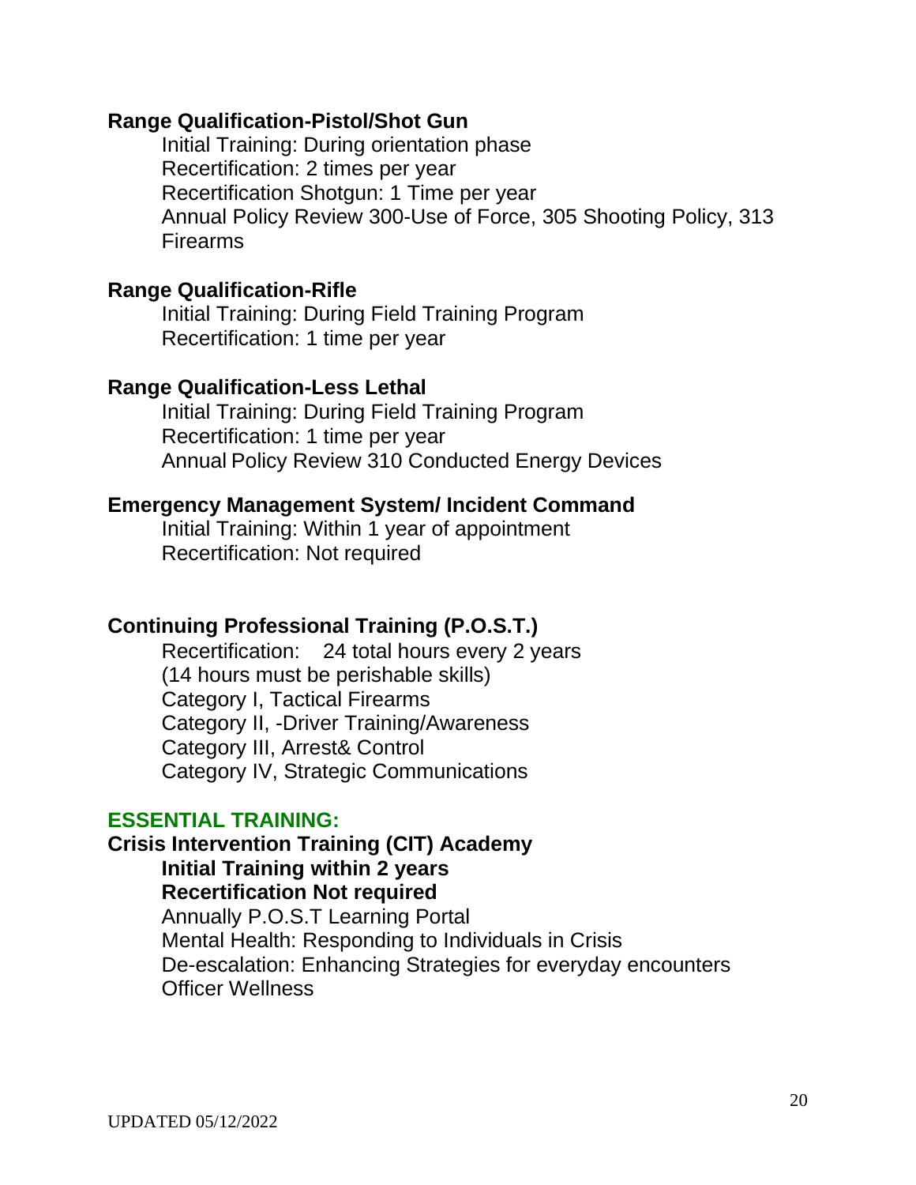**Range Qualification-Pistol/Shot Gun**

Initial Training: During orientation phase
Recertification: 2 times per year
Recertification Shotgun: 1 Time per year
Annual Policy Review 300-Use of Force, 305 Shooting Policy, 313 Firearms

**Range Qualification-Rifle**

Initial Training: During Field Training Program
Recertification: 1 time per year

**Range Qualification-Less Lethal**

Initial Training: During Field Training Program
Recertification: 1 time per year
Annual Policy Review 310 Conducted Energy Devices

**Emergency Management System/ Incident Command**

Initial Training: Within 1 year of appointment
Recertification: Not required

**Continuing Professional Training (P.O.S.T.)**

Recertification: 24 total hours every 2 years
(14 hours must be perishable skills)
Category I, Tactical Firearms
Category II, -Driver Training/Awareness
Category III, Arrest& Control
Category IV, Strategic Communications

**ESSENTIAL TRAINING:**

**Crisis Intervention Training (CIT) Academy**

**Initial Training within 2 years**
**Recertification Not required**
Annually P.O.S.T Learning Portal
Mental Health: Responding to Individuals in Crisis
De-escalation: Enhancing Strategies for everyday encounters
Officer Wellness

UPDATED 05/12/2022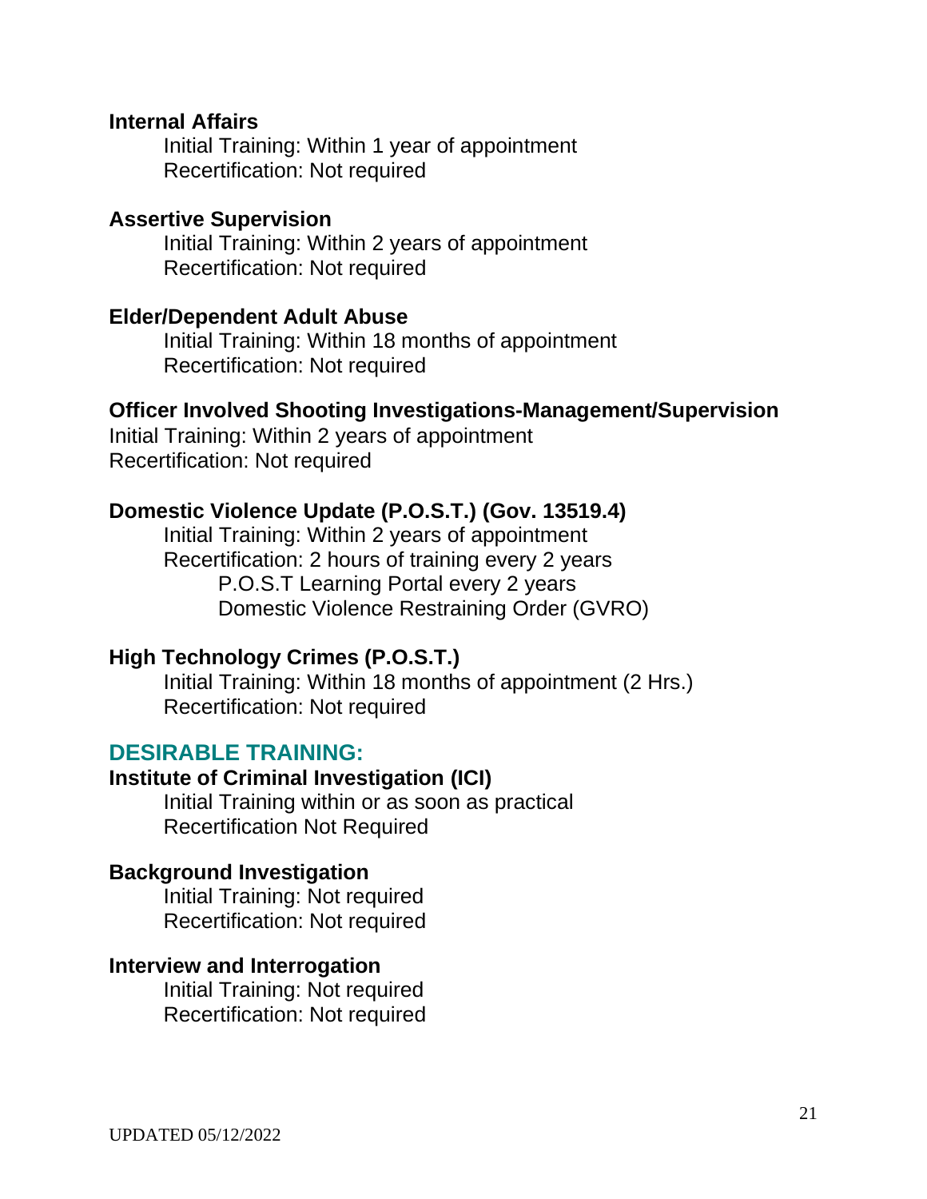**Internal Affairs**

Initial Training: Within 1 year of appointment
Recertification: Not required

**Assertive Supervision**

Initial Training: Within 2 years of appointment
Recertification: Not required

**Elder/Dependent Adult Abuse**

Initial Training: Within 18 months of appointment
Recertification: Not required

**Officer Involved Shooting Investigations-Management/Supervision**

Initial Training: Within 2 years of appointment
Recertification: Not required

**Domestic Violence Update (P.O.S.T.) (Gov. 13519.4)**

Initial Training: Within 2 years of appointment
Recertification: 2 hours of training every 2 years
P.O.S.T Learning Portal every 2 years
Domestic Violence Restraining Order (GVRO)

**High Technology Crimes (P.O.S.T.)**

Initial Training: Within 18 months of appointment (2 Hrs.)
Recertification: Not required

## DESIRABLE TRAINING:

**Institute of Criminal Investigation (ICI)**

Initial Training within or as soon as practical
Recertification Not Required

**Background Investigation**

Initial Training: Not required
Recertification: Not required

**Interview and Interrogation**

Initial Training: Not required
Recertification: Not required

UPDATED 05/12/2022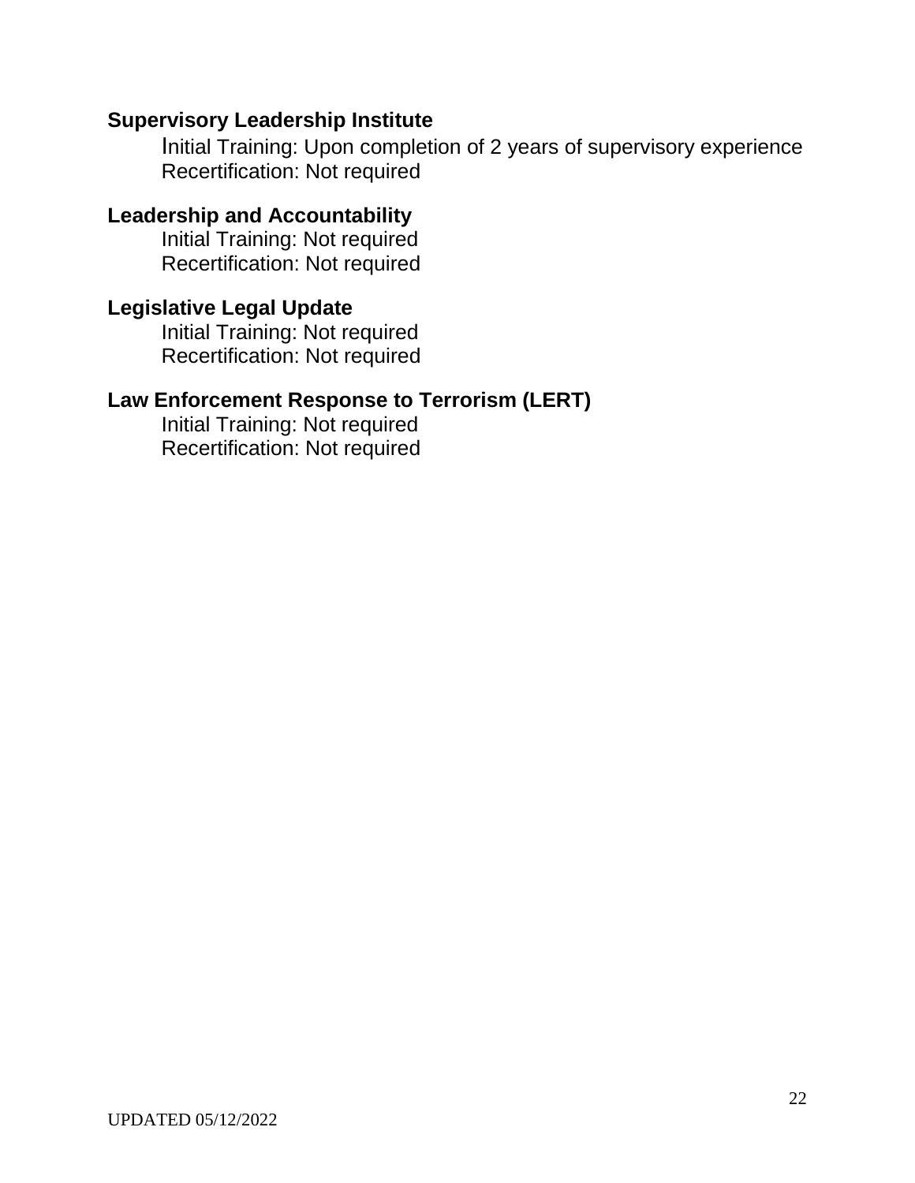**Supervisory Leadership Institute**

Initial Training: Upon completion of 2 years of supervisory experience
Recertification: Not required

**Leadership and Accountability**

Initial Training: Not required
Recertification: Not required

**Legislative Legal Update**

Initial Training: Not required
Recertification: Not required

**Law Enforcement Response to Terrorism (LERT)**

Initial Training: Not required
Recertification: Not required

UPDATED 05/12/2022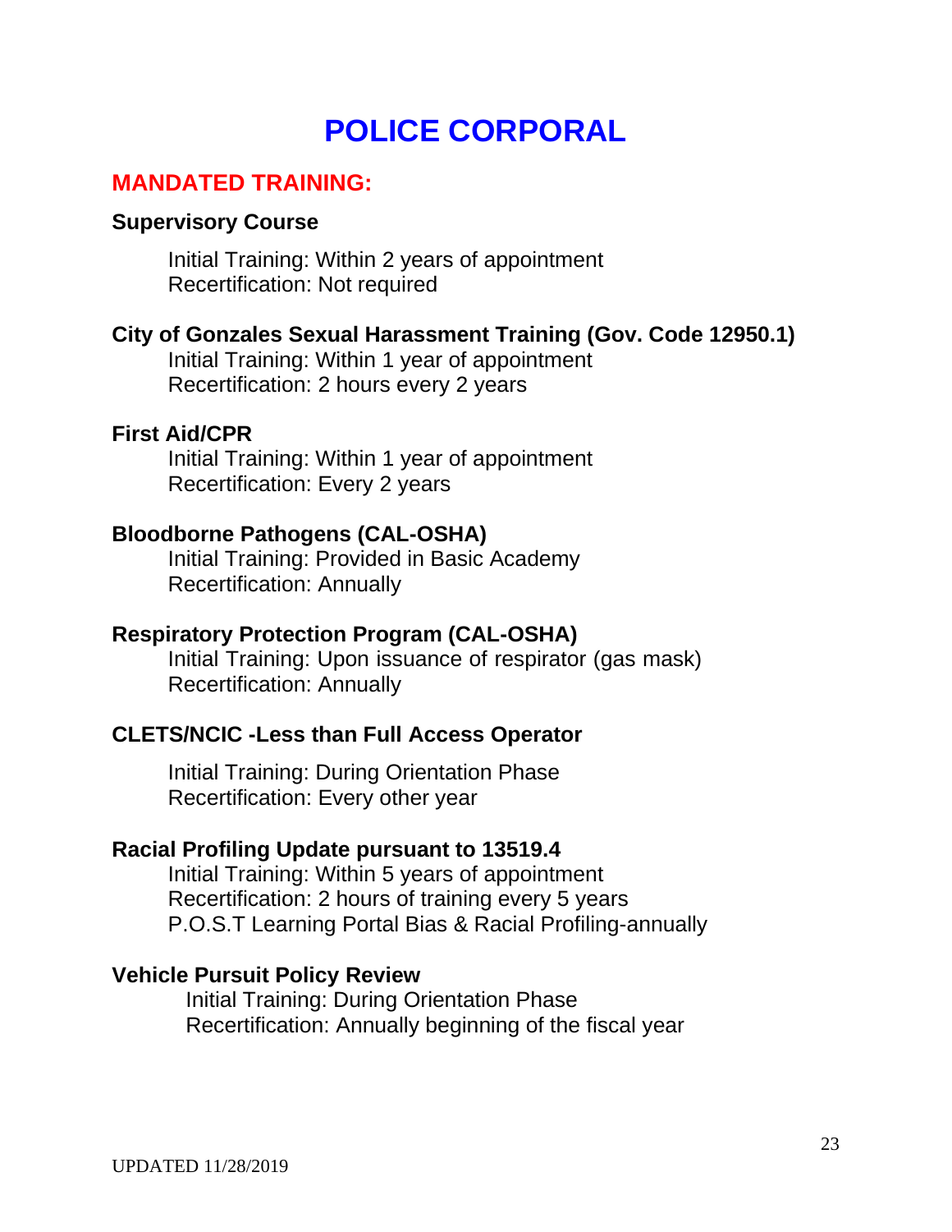# POLICE CORPORAL

## MANDATED TRAINING:

**Supervisory Course**

Initial Training: Within 2 years of appointment
Recertification: Not required

**City of Gonzales Sexual Harassment Training (Gov. Code 12950.1)**

Initial Training: Within 1 year of appointment
Recertification: 2 hours every 2 years

**First Aid/CPR**

Initial Training: Within 1 year of appointment
Recertification: Every 2 years

**Bloodborne Pathogens (CAL-OSHA)**

Initial Training: Provided in Basic Academy
Recertification: Annually

**Respiratory Protection Program (CAL-OSHA)**

Initial Training: Upon issuance of respirator (gas mask)
Recertification: Annually

**CLETS/NCIC -Less than Full Access Operator**

Initial Training: During Orientation Phase
Recertification: Every other year

**Racial Profiling Update pursuant to 13519.4**

Initial Training: Within 5 years of appointment
Recertification: 2 hours of training every 5 years
P.O.S.T Learning Portal Bias & Racial Profiling-annually

**Vehicle Pursuit Policy Review**

Initial Training: During Orientation Phase
Recertification: Annually beginning of the fiscal year

UPDATED 11/28/2019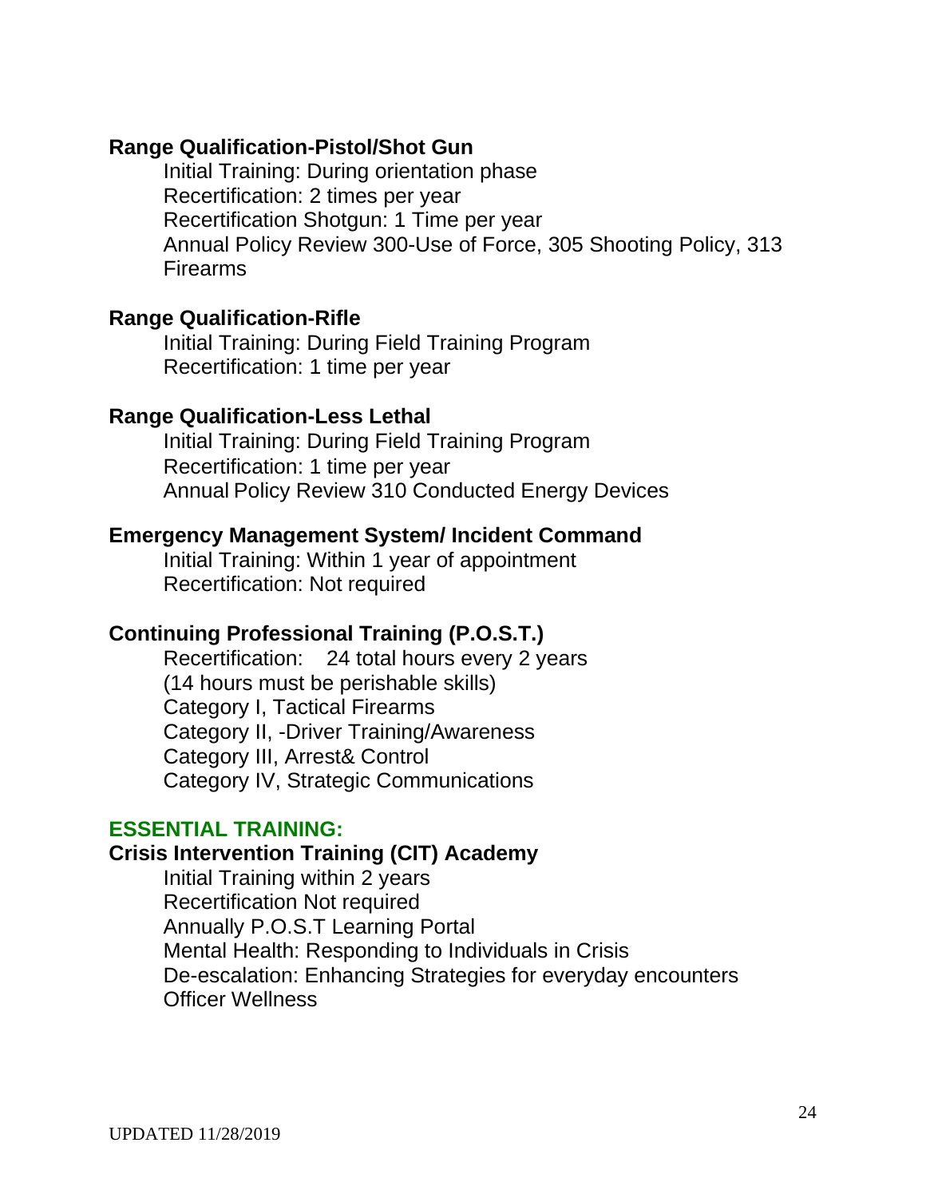**Range Qualification-Pistol/Shot Gun**

Initial Training: During orientation phase
Recertification: 2 times per year
Recertification Shotgun: 1 Time per year
Annual Policy Review 300-Use of Force, 305 Shooting Policy, 313 Firearms

**Range Qualification-Rifle**

Initial Training: During Field Training Program
Recertification: 1 time per year

**Range Qualification-Less Lethal**

Initial Training: During Field Training Program
Recertification: 1 time per year
Annual Policy Review 310 Conducted Energy Devices

**Emergency Management System/ Incident Command**

Initial Training: Within 1 year of appointment
Recertification: Not required

**Continuing Professional Training (P.O.S.T.)**

Recertification: 24 total hours every 2 years
(14 hours must be perishable skills)
Category I, Tactical Firearms
Category II, -Driver Training/Awareness
Category III, Arrest& Control
Category IV, Strategic Communications

**ESSENTIAL TRAINING:**

**Crisis Intervention Training (CIT) Academy**

Initial Training within 2 years
Recertification Not required
Annually P.O.S.T Learning Portal
Mental Health: Responding to Individuals in Crisis
De-escalation: Enhancing Strategies for everyday encounters
Officer Wellness

UPDATED 11/28/2019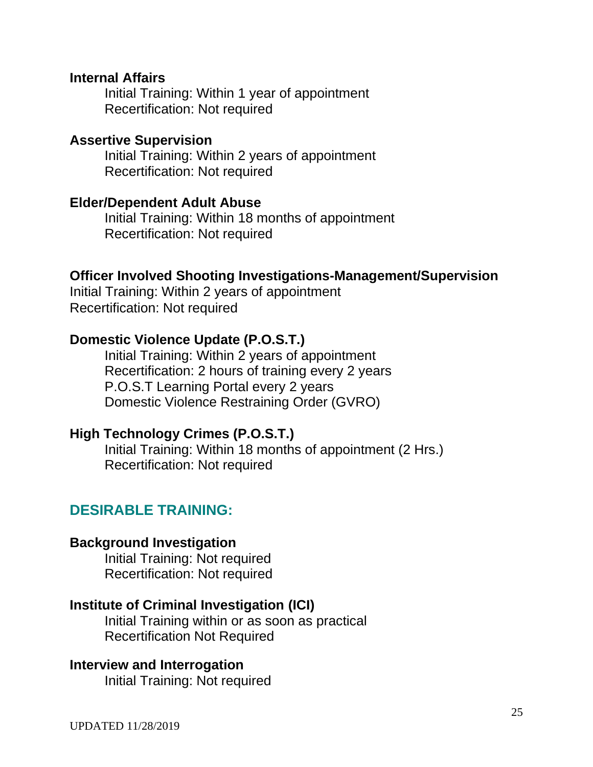**Internal Affairs**

Initial Training: Within 1 year of appointment
Recertification: Not required

**Assertive Supervision**

Initial Training: Within 2 years of appointment
Recertification: Not required

**Elder/Dependent Adult Abuse**

Initial Training: Within 18 months of appointment
Recertification: Not required

**Officer Involved Shooting Investigations-Management/Supervision**

Initial Training: Within 2 years of appointment
Recertification: Not required

**Domestic Violence Update (P.O.S.T.)**

Initial Training: Within 2 years of appointment
Recertification: 2 hours of training every 2 years
P.O.S.T Learning Portal every 2 years
Domestic Violence Restraining Order (GVRO)

**High Technology Crimes (P.O.S.T.)**

Initial Training: Within 18 months of appointment (2 Hrs.)
Recertification: Not required

## DESIRABLE TRAINING:

**Background Investigation**

Initial Training: Not required
Recertification: Not required

**Institute of Criminal Investigation (ICI)**

Initial Training within or as soon as practical
Recertification Not Required

**Interview and Interrogation**

Initial Training: Not required

UPDATED 11/28/2019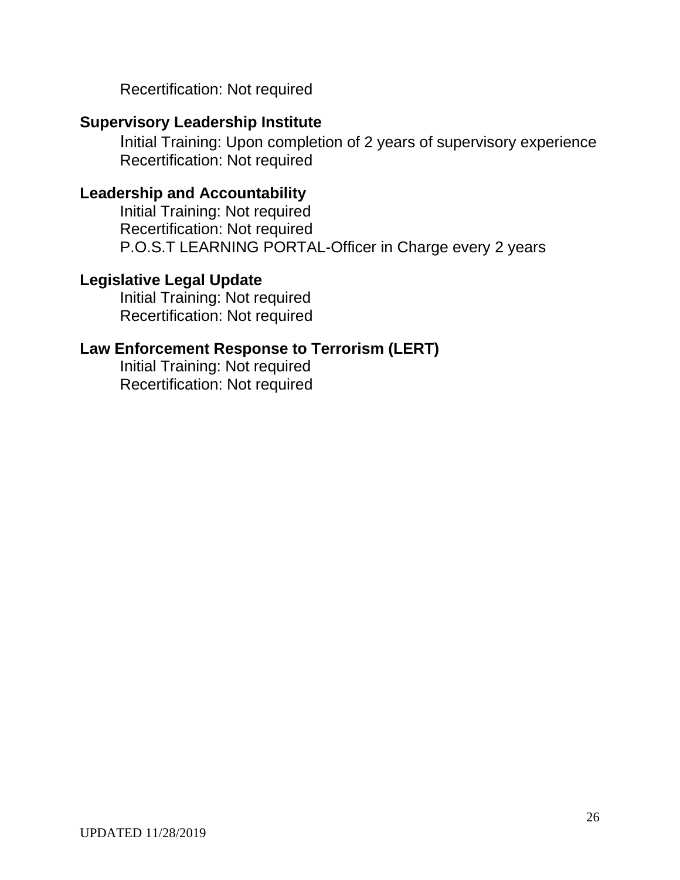Recertification: Not required

**Supervisory Leadership Institute**

Initial Training: Upon completion of 2 years of supervisory experience
Recertification: Not required

**Leadership and Accountability**

Initial Training: Not required
Recertification: Not required
P.O.S.T LEARNING PORTAL-Officer in Charge every 2 years

**Legislative Legal Update**

Initial Training: Not required
Recertification: Not required

**Law Enforcement Response to Terrorism (LERT)**

Initial Training: Not required
Recertification: Not required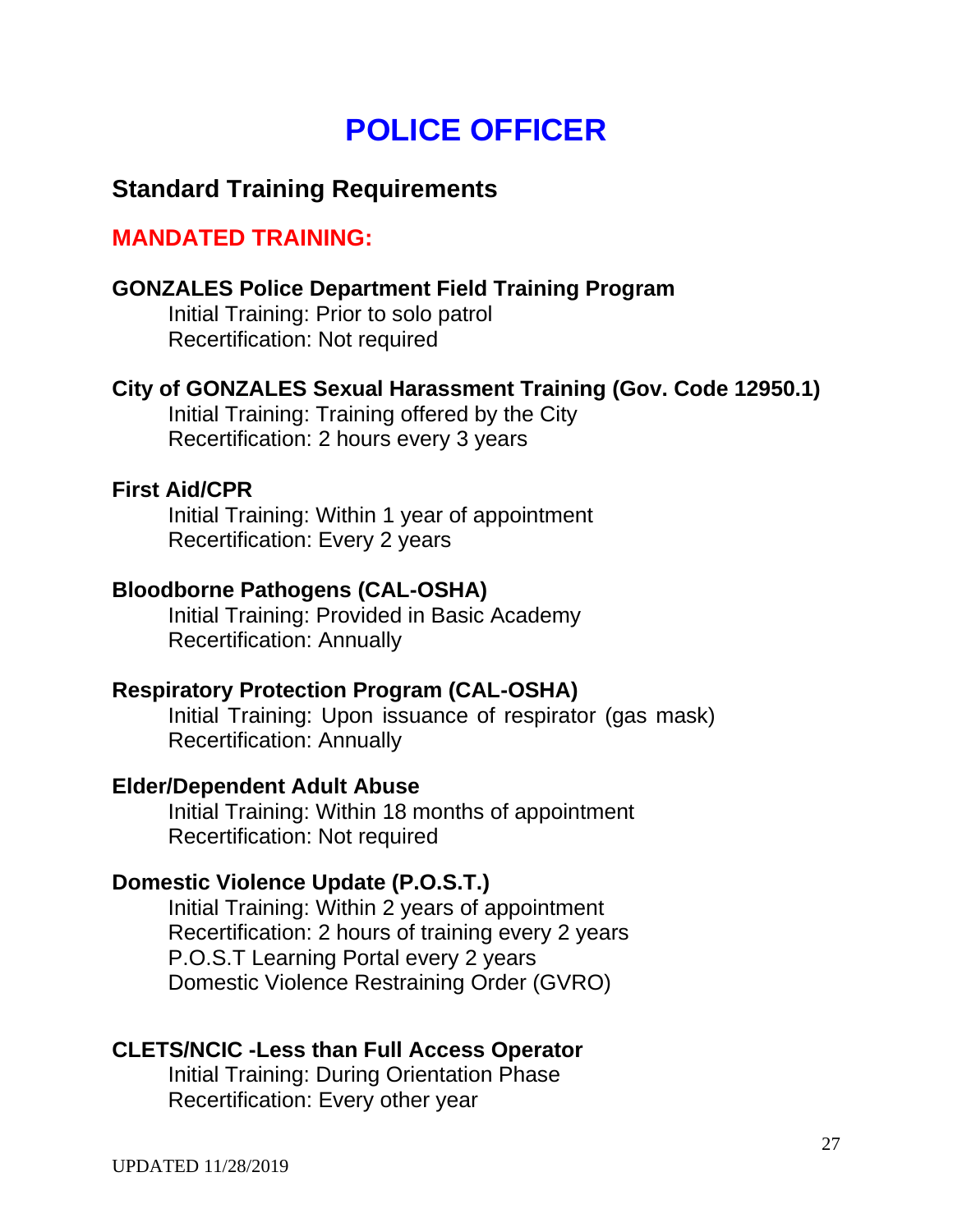# POLICE OFFICER

## Standard Training Requirements

### MANDATED TRAINING:

**GONZALES Police Department Field Training Program**
Initial Training: Prior to solo patrol
Recertification: Not required

**City of GONZALES Sexual Harassment Training (Gov. Code 12950.1)**
Initial Training: Training offered by the City
Recertification: 2 hours every 3 years

**First Aid/CPR**
Initial Training: Within 1 year of appointment
Recertification: Every 2 years

**Bloodborne Pathogens (CAL-OSHA)**
Initial Training: Provided in Basic Academy
Recertification: Annually

**Respiratory Protection Program (CAL-OSHA)**
Initial Training: Upon issuance of respirator (gas mask)
Recertification: Annually

**Elder/Dependent Adult Abuse**
Initial Training: Within 18 months of appointment
Recertification: Not required

**Domestic Violence Update (P.O.S.T.)**
Initial Training: Within 2 years of appointment
Recertification: 2 hours of training every 2 years
P.O.S.T Learning Portal every 2 years
Domestic Violence Restraining Order (GVRO)

**CLETS/NCIC -Less than Full Access Operator**
Initial Training: During Orientation Phase
Recertification: Every other year

UPDATED 11/28/2019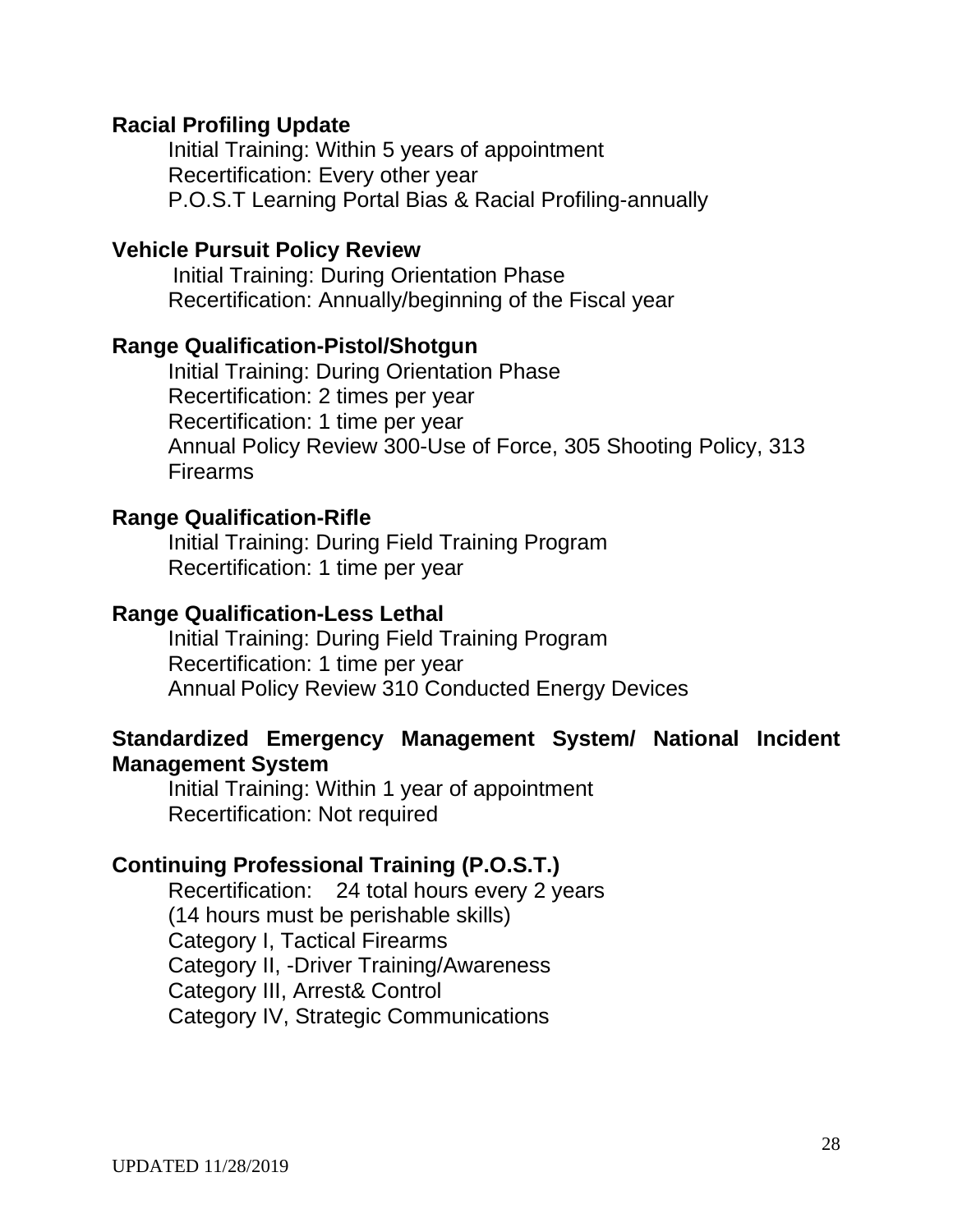**Racial Profiling Update**

Initial Training: Within 5 years of appointment
Recertification: Every other year
P.O.S.T Learning Portal Bias & Racial Profiling-annually

**Vehicle Pursuit Policy Review**

Initial Training: During Orientation Phase
Recertification: Annually/beginning of the Fiscal year

**Range Qualification-Pistol/Shotgun**

Initial Training: During Orientation Phase
Recertification: 2 times per year
Recertification: 1 time per year
Annual Policy Review 300-Use of Force, 305 Shooting Policy, 313 Firearms

**Range Qualification-Rifle**

Initial Training: During Field Training Program
Recertification: 1 time per year

**Range Qualification-Less Lethal**

Initial Training: During Field Training Program
Recertification: 1 time per year
Annual Policy Review 310 Conducted Energy Devices

**Standardized Emergency Management System/ National Incident Management System**

Initial Training: Within 1 year of appointment
Recertification: Not required

**Continuing Professional Training (P.O.S.T.)**

Recertification: 24 total hours every 2 years
(14 hours must be perishable skills)
Category I, Tactical Firearms
Category II, -Driver Training/Awareness
Category III, Arrest& Control
Category IV, Strategic Communications

UPDATED 11/28/2019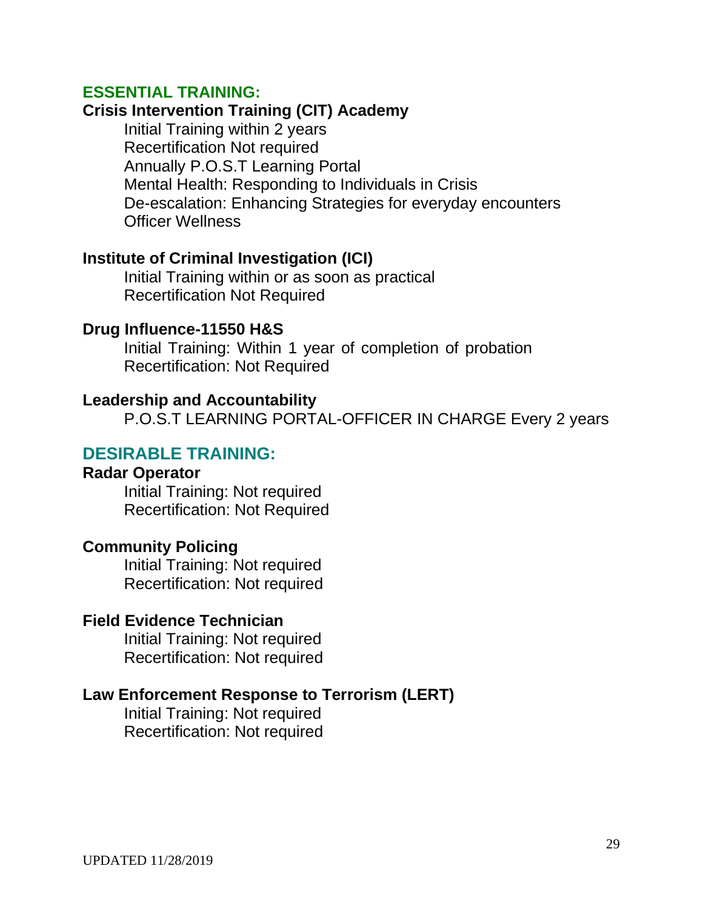## ESSENTIAL TRAINING:

**Crisis Intervention Training (CIT) Academy**

Initial Training within 2 years
Recertification Not required
Annually P.O.S.T Learning Portal
Mental Health: Responding to Individuals in Crisis
De-escalation: Enhancing Strategies for everyday encounters
Officer Wellness

**Institute of Criminal Investigation (ICI)**

Initial Training within or as soon as practical
Recertification Not Required

**Drug Influence-11550 H&S**

Initial Training: Within 1 year of completion of probation
Recertification: Not Required

**Leadership and Accountability**

P.O.S.T LEARNING PORTAL-OFFICER IN CHARGE Every 2 years

## DESIRABLE TRAINING:

**Radar Operator**

Initial Training: Not required
Recertification: Not Required

**Community Policing**

Initial Training: Not required
Recertification: Not required

**Field Evidence Technician**

Initial Training: Not required
Recertification: Not required

**Law Enforcement Response to Terrorism (LERT)**

Initial Training: Not required
Recertification: Not required

UPDATED 11/28/2019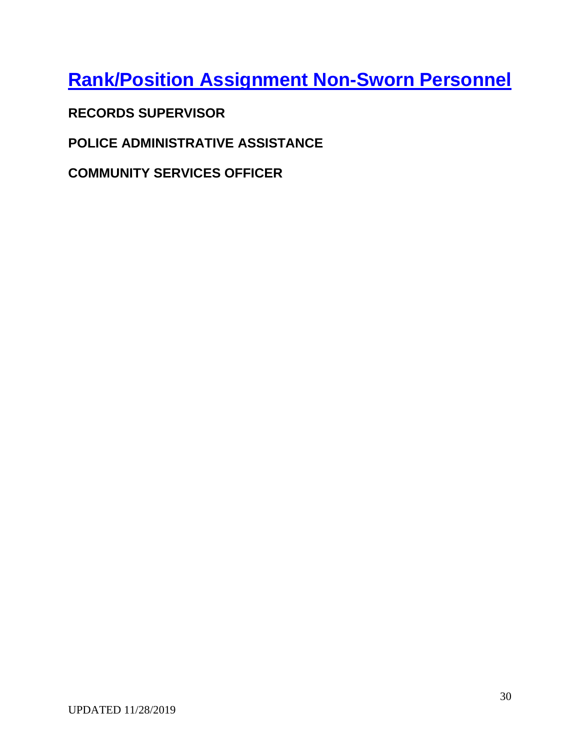# Rank/Position Assignment Non-Sworn Personnel

**RECORDS SUPERVISOR**

**POLICE ADMINISTRATIVE ASSISTANCE**

**COMMUNITY SERVICES OFFICER**

UPDATED 11/28/2019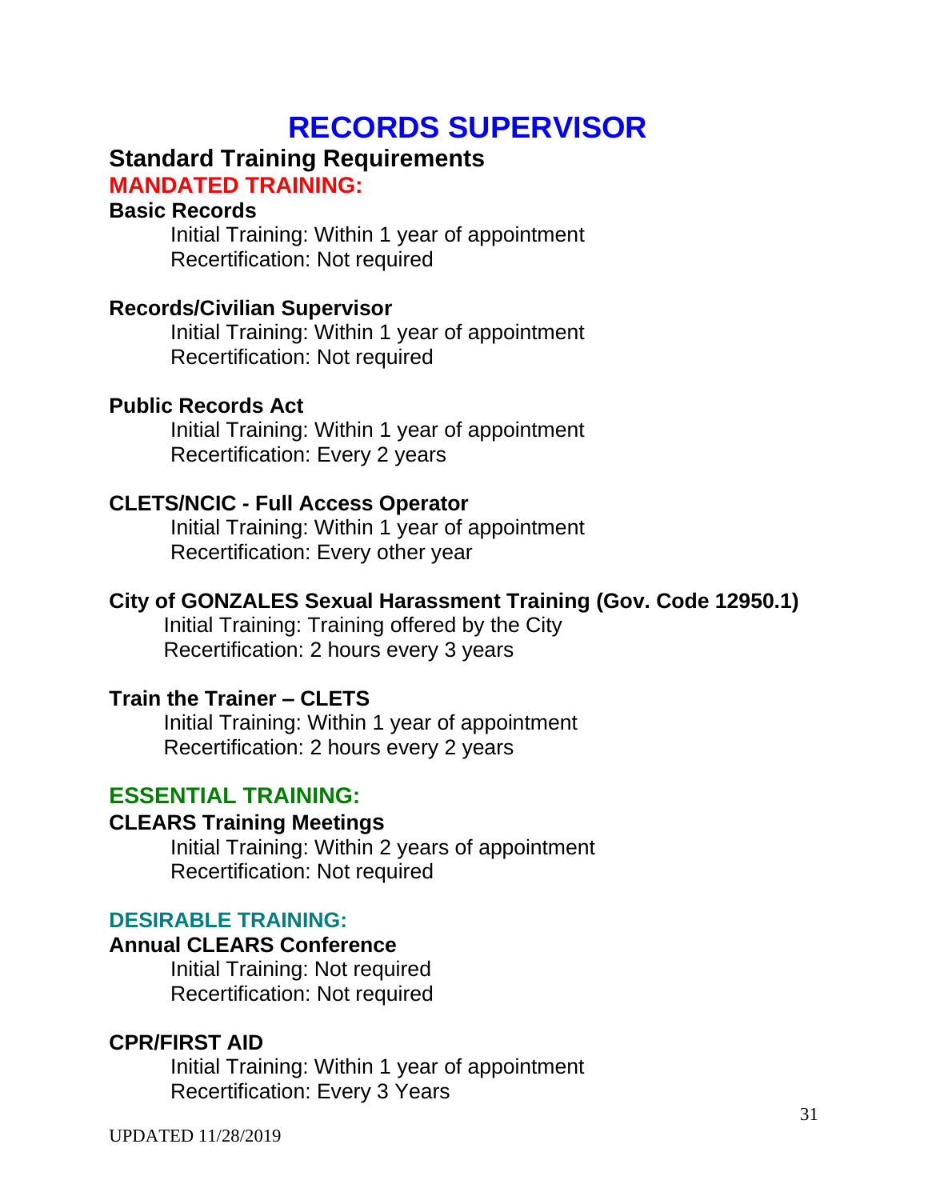# RECORDS SUPERVISOR

## Standard Training Requirements

### MANDATED TRAINING:

**Basic Records**

Initial Training: Within 1 year of appointment
Recertification: Not required

**Records/Civilian Supervisor**

Initial Training: Within 1 year of appointment
Recertification: Not required

**Public Records Act**

Initial Training: Within 1 year of appointment
Recertification: Every 2 years

**CLETS/NCIC - Full Access Operator**

Initial Training: Within 1 year of appointment
Recertification: Every other year

**City of GONZALES Sexual Harassment Training (Gov. Code 12950.1)**

Initial Training: Training offered by the City
Recertification: 2 hours every 3 years

**Train the Trainer – CLETS**

Initial Training: Within 1 year of appointment
Recertification: 2 hours every 2 years

### ESSENTIAL TRAINING:

**CLEARS Training Meetings**

Initial Training: Within 2 years of appointment
Recertification: Not required

### DESIRABLE TRAINING:

**Annual CLEARS Conference**

Initial Training: Not required
Recertification: Not required

**CPR/FIRST AID**

Initial Training: Within 1 year of appointment
Recertification: Every 3 Years

UPDATED 11/28/2019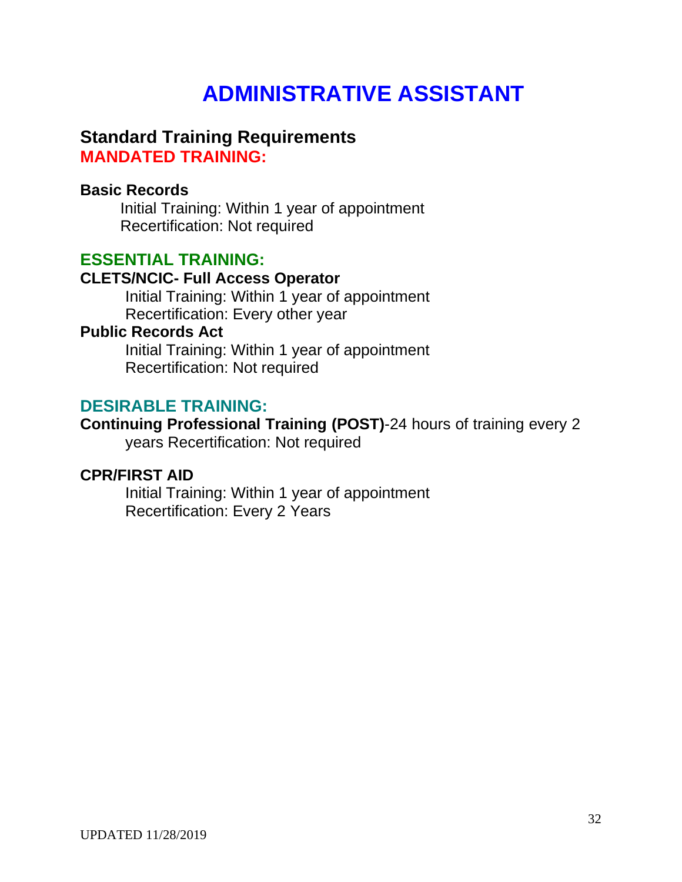# ADMINISTRATIVE ASSISTANT

## Standard Training Requirements

### MANDATED TRAINING:

**Basic Records**

Initial Training: Within 1 year of appointment
Recertification: Not required

### ESSENTIAL TRAINING:

**CLETS/NCIC- Full Access Operator**

Initial Training: Within 1 year of appointment
Recertification: Every other year

**Public Records Act**

Initial Training: Within 1 year of appointment
Recertification: Not required

### DESIRABLE TRAINING:

**Continuing Professional Training (POST)**-24 hours of training every 2 years Recertification: Not required

**CPR/FIRST AID**

Initial Training: Within 1 year of appointment
Recertification: Every 2 Years

UPDATED 11/28/2019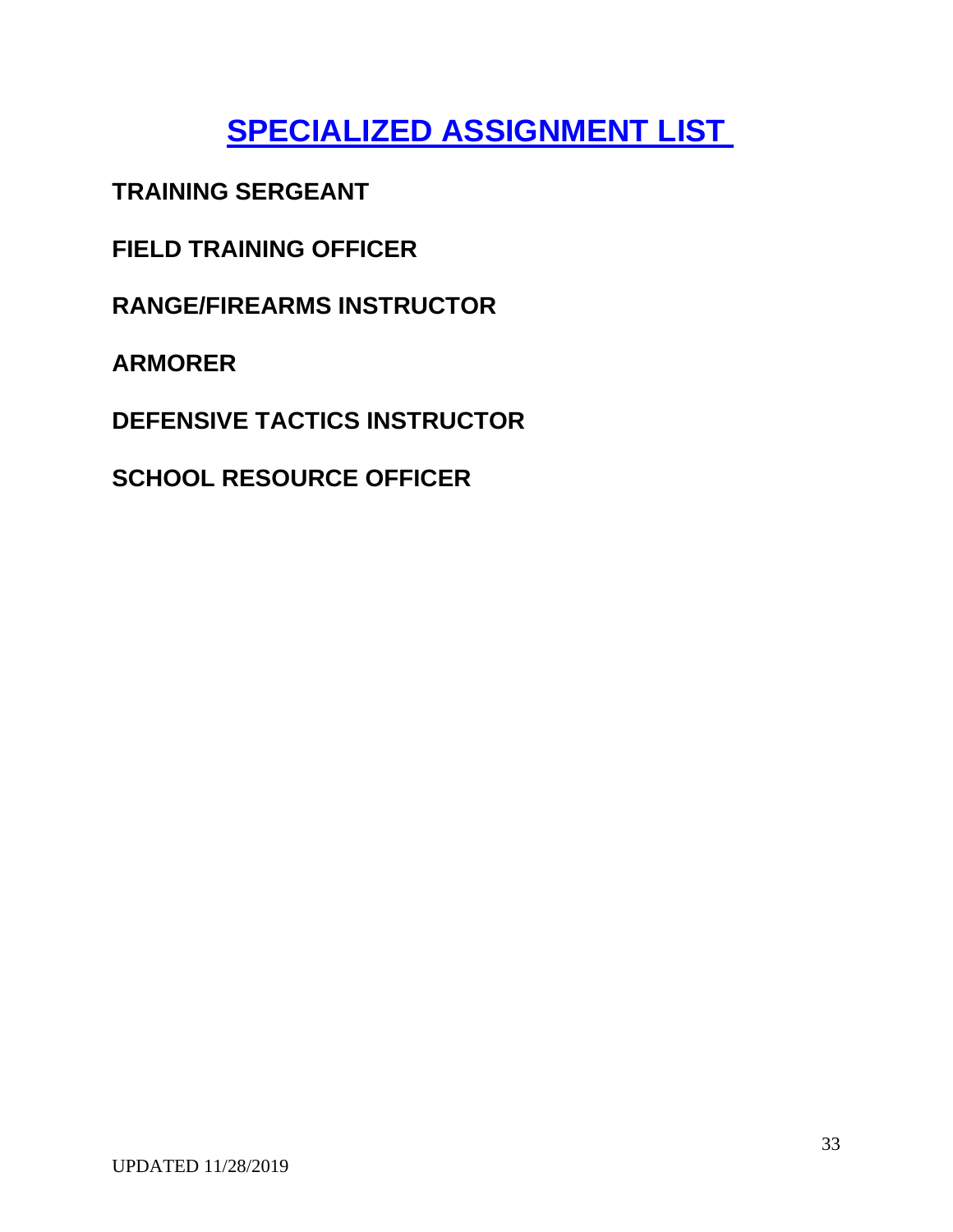# SPECIALIZED ASSIGNMENT LIST

**TRAINING SERGEANT**

**FIELD TRAINING OFFICER**

**RANGE/FIREARMS INSTRUCTOR**

**ARMORER**

**DEFENSIVE TACTICS INSTRUCTOR**

**SCHOOL RESOURCE OFFICER**

UPDATED 11/28/2019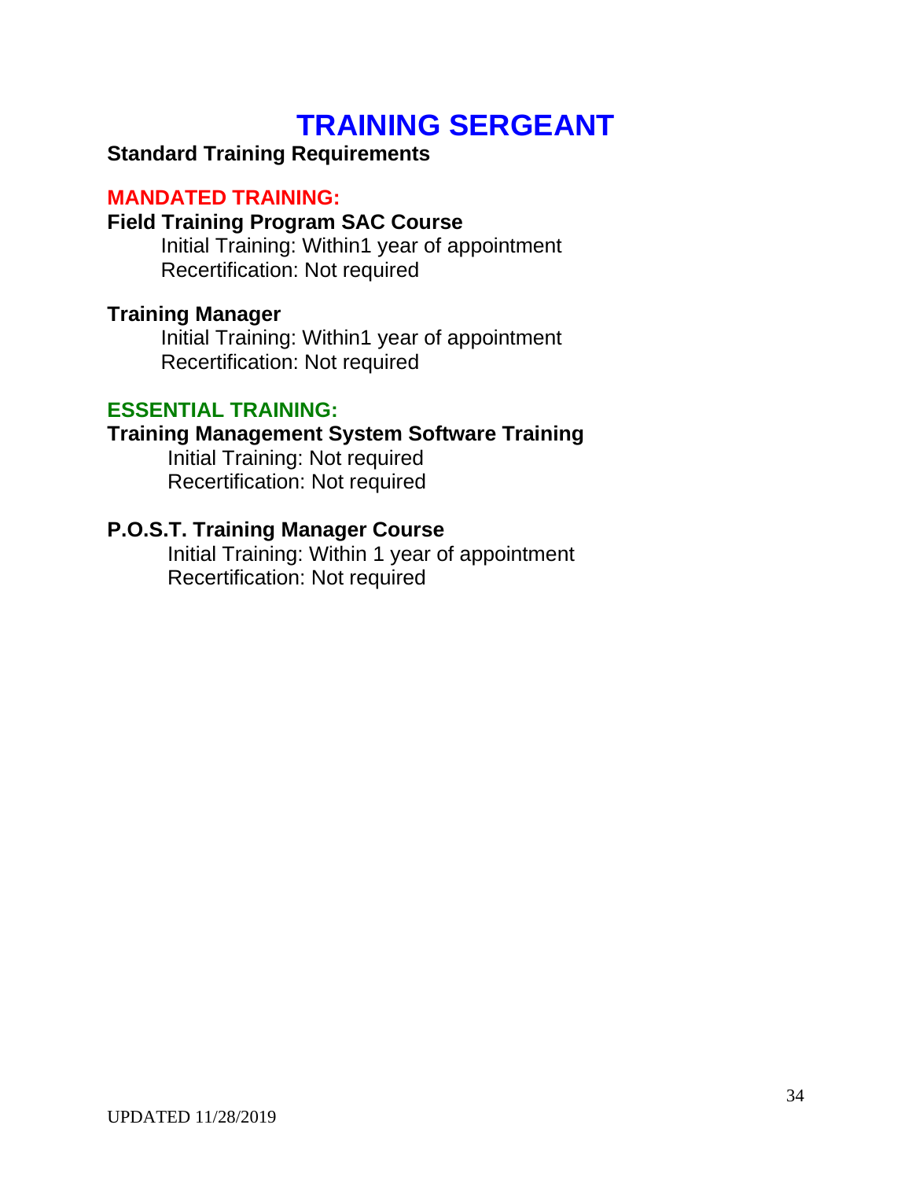# TRAINING SERGEANT

**Standard Training Requirements**

## MANDATED TRAINING:

**Field Training Program SAC Course**

Initial Training: Within1 year of appointment
Recertification: Not required

**Training Manager**

Initial Training: Within1 year of appointment
Recertification: Not required

## ESSENTIAL TRAINING:

**Training Management System Software Training**

Initial Training: Not required
Recertification: Not required

**P.O.S.T. Training Manager Course**

Initial Training: Within 1 year of appointment
Recertification: Not required

UPDATED 11/28/2019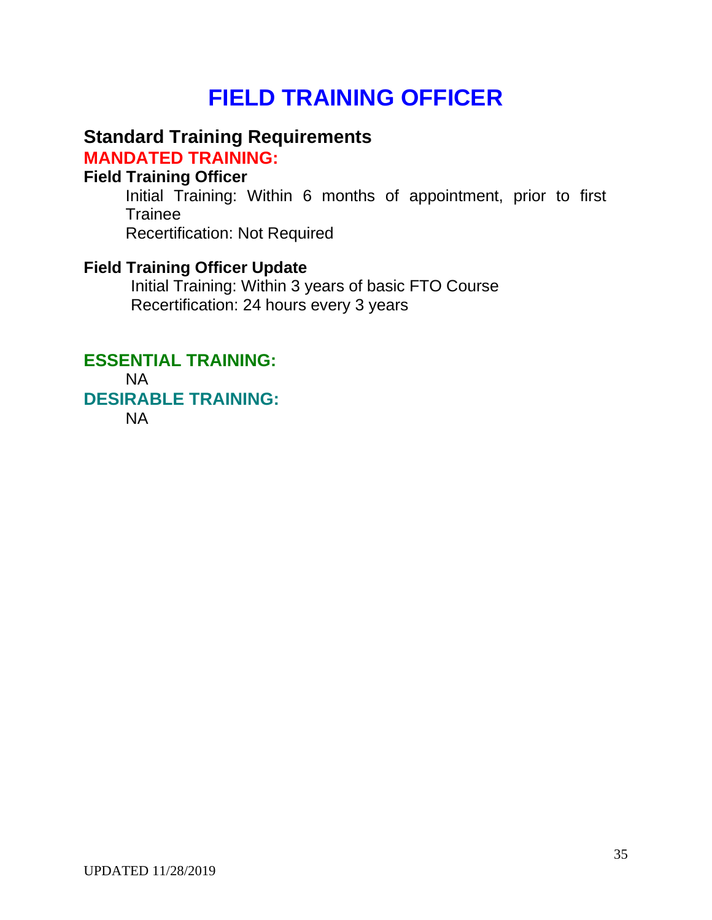# FIELD TRAINING OFFICER

## Standard Training Requirements

### MANDATED TRAINING:

**Field Training Officer**

Initial Training: Within 6 months of appointment, prior to first Trainee
Recertification: Not Required

**Field Training Officer Update**

Initial Training: Within 3 years of basic FTO Course
Recertification: 24 hours every 3 years

### ESSENTIAL TRAINING:

NA

### DESIRABLE TRAINING:

NA

UPDATED 11/28/2019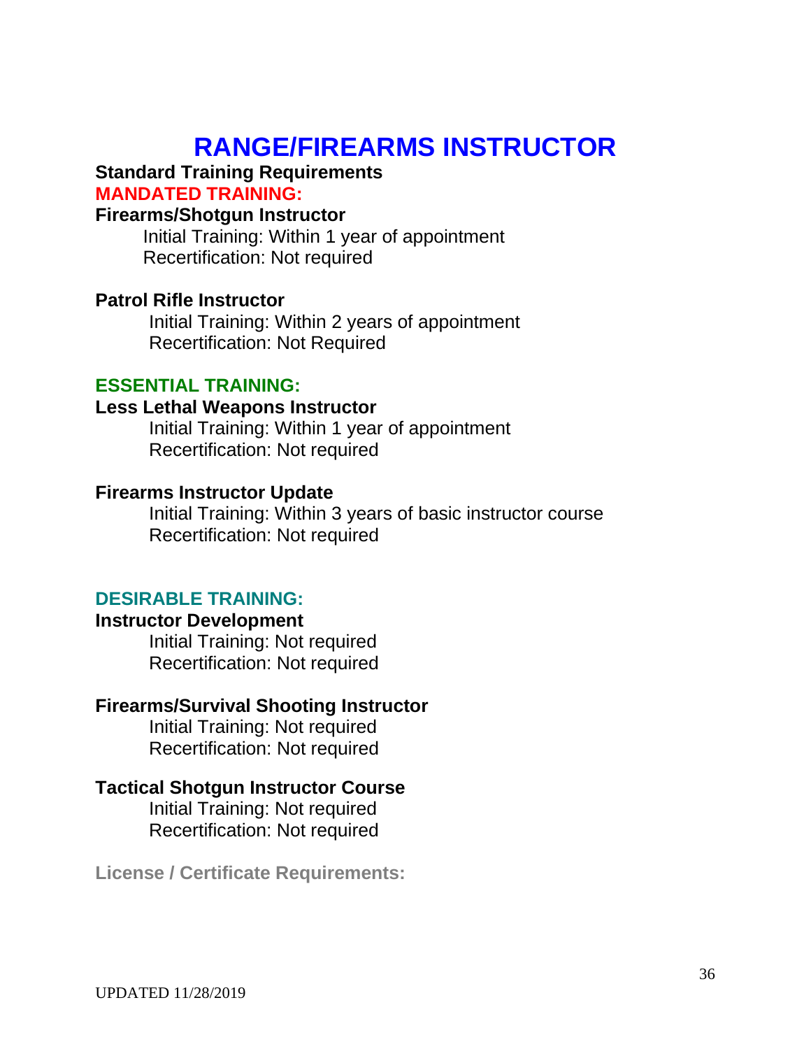# RANGE/FIREARMS INSTRUCTOR

**Standard Training Requirements**

**MANDATED TRAINING:**

**Firearms/Shotgun Instructor**

Initial Training: Within 1 year of appointment
Recertification: Not required

**Patrol Rifle Instructor**

Initial Training: Within 2 years of appointment
Recertification: Not Required

**ESSENTIAL TRAINING:**

**Less Lethal Weapons Instructor**

Initial Training: Within 1 year of appointment
Recertification: Not required

**Firearms Instructor Update**

Initial Training: Within 3 years of basic instructor course
Recertification: Not required

**DESIRABLE TRAINING:**

**Instructor Development**

Initial Training: Not required
Recertification: Not required

**Firearms/Survival Shooting Instructor**

Initial Training: Not required
Recertification: Not required

**Tactical Shotgun Instructor Course**

Initial Training: Not required
Recertification: Not required

**License / Certificate Requirements:**

UPDATED 11/28/2019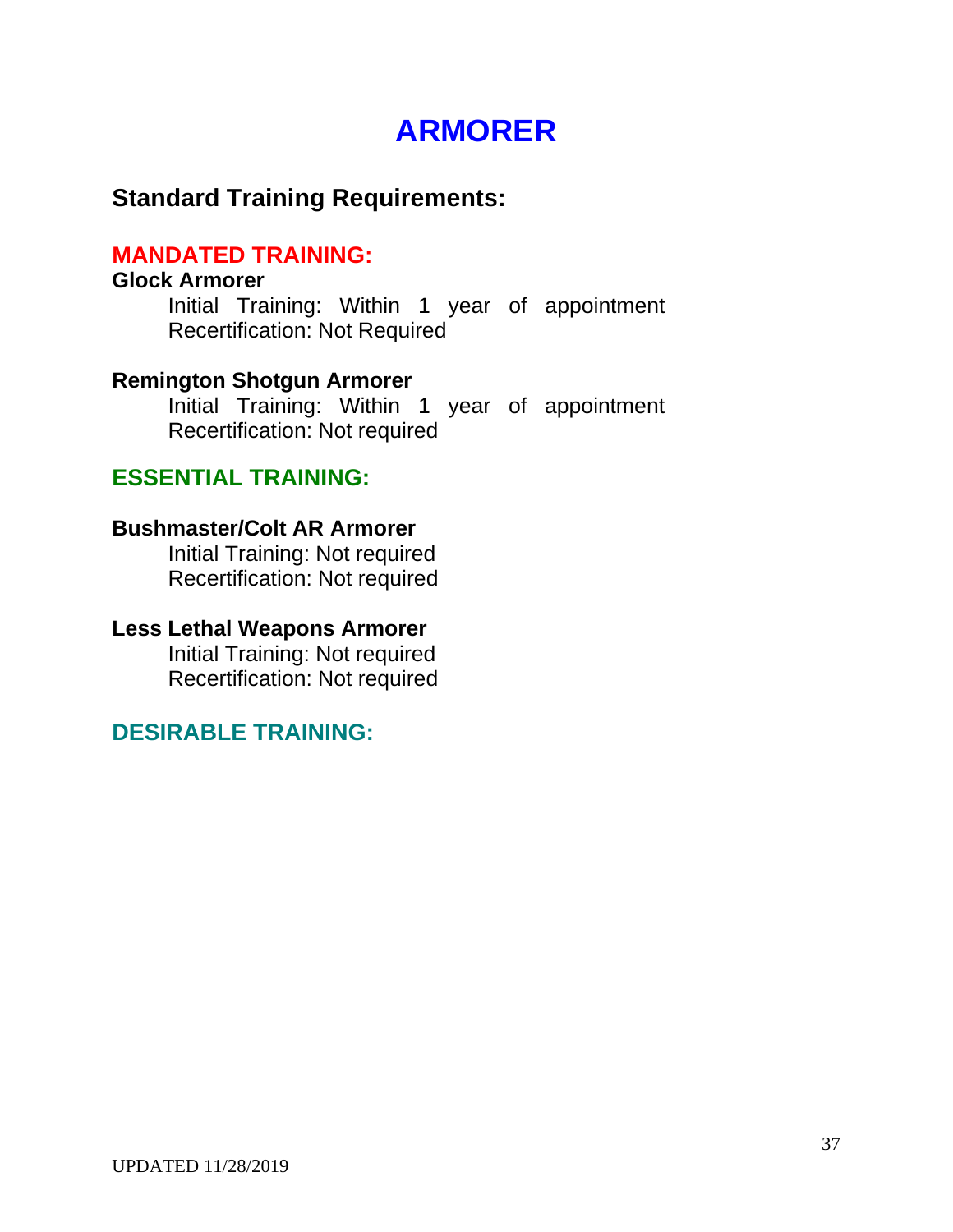# ARMORER

## Standard Training Requirements:

### MANDATED TRAINING:

**Glock Armorer**

Initial Training: Within 1 year of appointment
Recertification: Not Required

**Remington Shotgun Armorer**

Initial Training: Within 1 year of appointment
Recertification: Not required

### ESSENTIAL TRAINING:

**Bushmaster/Colt AR Armorer**

Initial Training: Not required
Recertification: Not required

**Less Lethal Weapons Armorer**

Initial Training: Not required
Recertification: Not required

### DESIRABLE TRAINING:

UPDATED 11/28/2019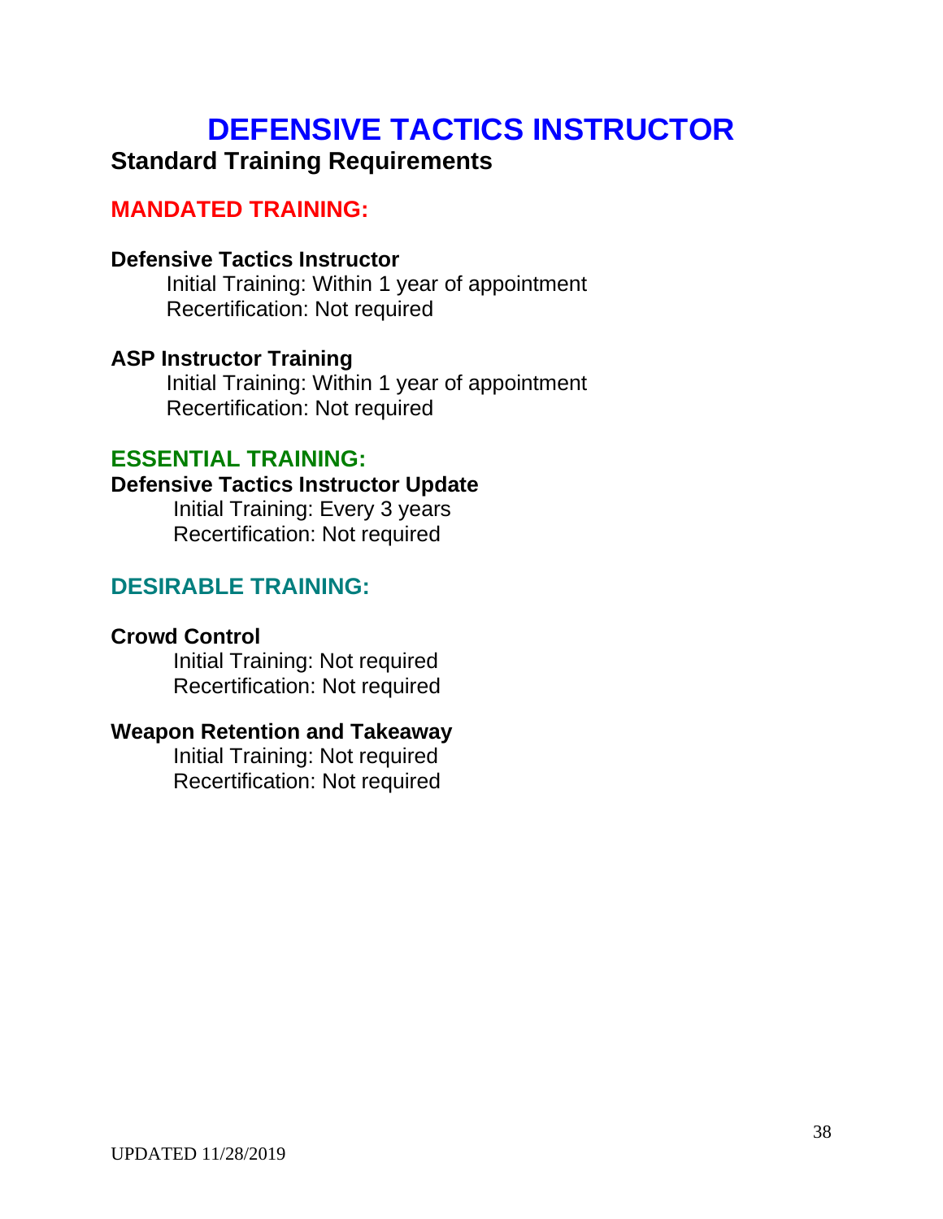# DEFENSIVE TACTICS INSTRUCTOR

## Standard Training Requirements

### MANDATED TRAINING:

**Defensive Tactics Instructor**

Initial Training: Within 1 year of appointment
Recertification: Not required

**ASP Instructor Training**

Initial Training: Within 1 year of appointment
Recertification: Not required

### ESSENTIAL TRAINING:

**Defensive Tactics Instructor Update**

Initial Training: Every 3 years
Recertification: Not required

### DESIRABLE TRAINING:

**Crowd Control**

Initial Training: Not required
Recertification: Not required

**Weapon Retention and Takeaway**

Initial Training: Not required
Recertification: Not required

UPDATED 11/28/2019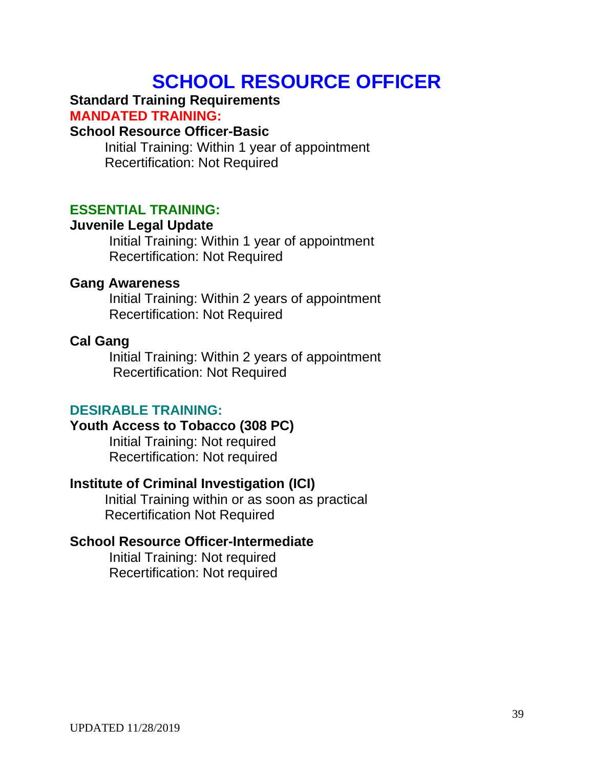# SCHOOL RESOURCE OFFICER

**Standard Training Requirements**

**MANDATED TRAINING:**

**School Resource Officer-Basic**

Initial Training: Within 1 year of appointment
Recertification: Not Required

**ESSENTIAL TRAINING:**

**Juvenile Legal Update**

Initial Training: Within 1 year of appointment
Recertification: Not Required

**Gang Awareness**

Initial Training: Within 2 years of appointment
Recertification: Not Required

**Cal Gang**

Initial Training: Within 2 years of appointment
Recertification: Not Required

**DESIRABLE TRAINING:**

**Youth Access to Tobacco (308 PC)**

Initial Training: Not required
Recertification: Not required

**Institute of Criminal Investigation (ICI)**

Initial Training within or as soon as practical
Recertification Not Required

**School Resource Officer-Intermediate**

Initial Training: Not required
Recertification: Not required

UPDATED 11/28/2019